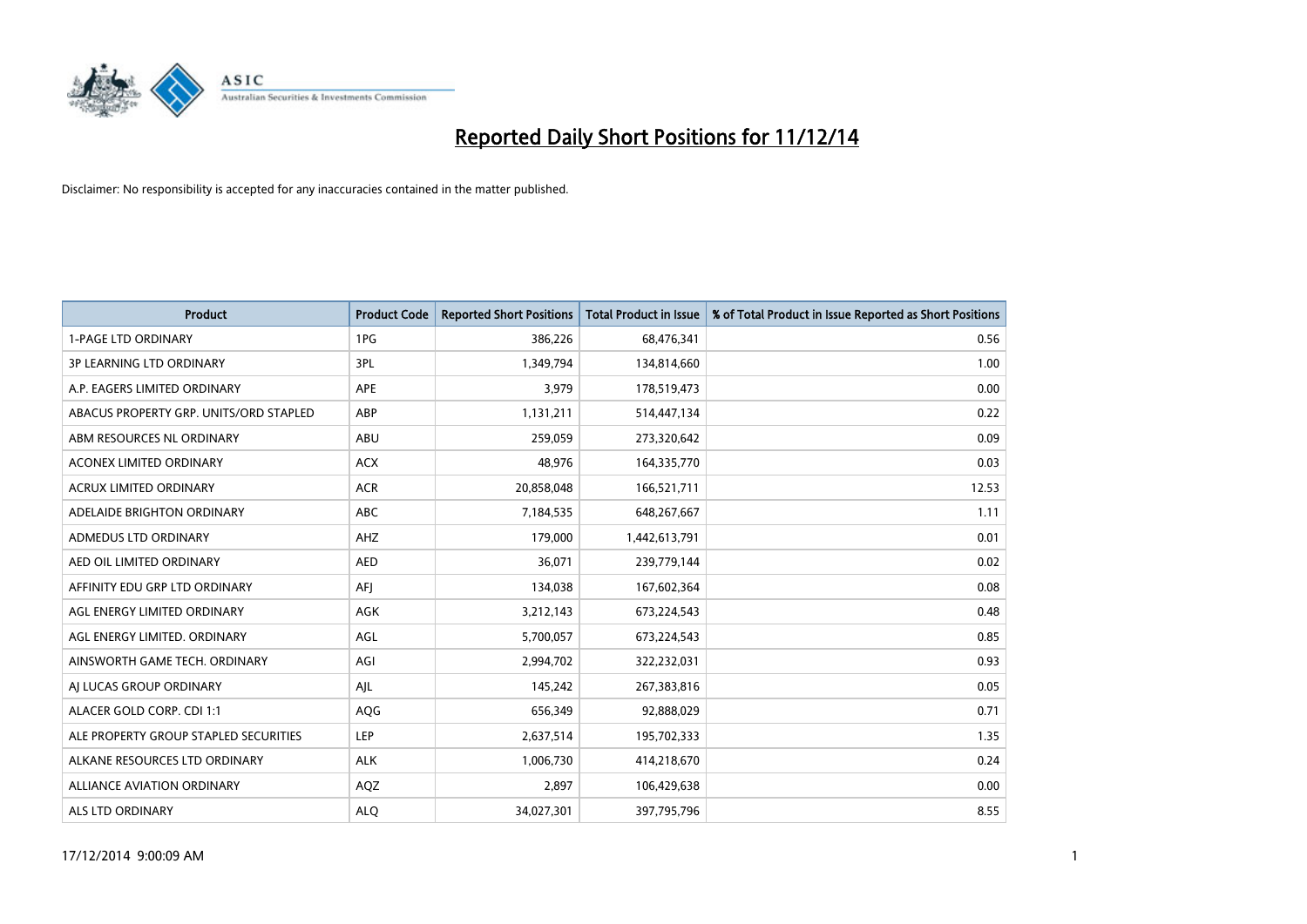# Reported Daily Short Positions for 11/12/14

Disclaimer: No responsibility is accepted for any inaccuracies contained in the matter published.

| Product | Product Code | Reported Short Positions | Total Product in Issue | % of Total Product in Issue Reported as Short Positions |
|---|---|---|---|---|
| 1-PAGE LTD ORDINARY | 1PG | 386,226 | 68,476,341 | 0.56 |
| 3P LEARNING LTD ORDINARY | 3PL | 1,349,794 | 134,814,660 | 1.00 |
| A.P. EAGERS LIMITED ORDINARY | APE | 3,979 | 178,519,473 | 0.00 |
| ABACUS PROPERTY GRP. UNITS/ORD STAPLED | ABP | 1,131,211 | 514,447,134 | 0.22 |
| ABM RESOURCES NL ORDINARY | ABU | 259,059 | 273,320,642 | 0.09 |
| ACONEX LIMITED ORDINARY | ACX | 48,976 | 164,335,770 | 0.03 |
| ACRUX LIMITED ORDINARY | ACR | 20,858,048 | 166,521,711 | 12.53 |
| ADELAIDE BRIGHTON ORDINARY | ABC | 7,184,535 | 648,267,667 | 1.11 |
| ADMEDUS LTD ORDINARY | AHZ | 179,000 | 1,442,613,791 | 0.01 |
| AED OIL LIMITED ORDINARY | AED | 36,071 | 239,779,144 | 0.02 |
| AFFINITY EDU GRP LTD ORDINARY | AFJ | 134,038 | 167,602,364 | 0.08 |
| AGL ENERGY LIMITED ORDINARY | AGK | 3,212,143 | 673,224,543 | 0.48 |
| AGL ENERGY LIMITED. ORDINARY | AGL | 5,700,057 | 673,224,543 | 0.85 |
| AINSWORTH GAME TECH. ORDINARY | AGI | 2,994,702 | 322,232,031 | 0.93 |
| AJ LUCAS GROUP ORDINARY | AJL | 145,242 | 267,383,816 | 0.05 |
| ALACER GOLD CORP. CDI 1:1 | AQG | 656,349 | 92,888,029 | 0.71 |
| ALE PROPERTY GROUP STAPLED SECURITIES | LEP | 2,637,514 | 195,702,333 | 1.35 |
| ALKANE RESOURCES LTD ORDINARY | ALK | 1,006,730 | 414,218,670 | 0.24 |
| ALLIANCE AVIATION ORDINARY | AQZ | 2,897 | 106,429,638 | 0.00 |
| ALS LTD ORDINARY | ALQ | 34,027,301 | 397,795,796 | 8.55 |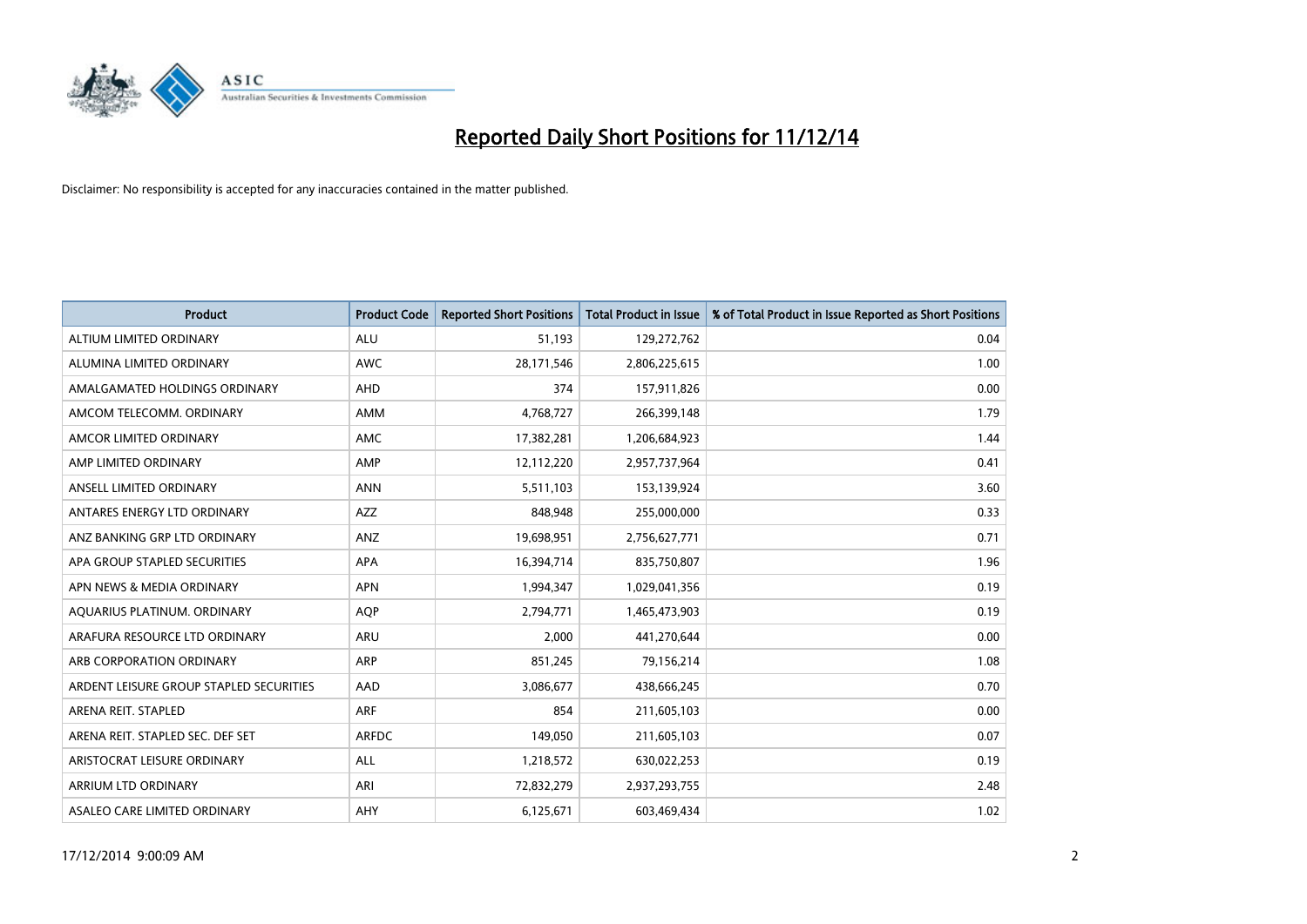# Reported Daily Short Positions for 11/12/14

Disclaimer: No responsibility is accepted for any inaccuracies contained in the matter published.

| Product | Product Code | Reported Short Positions | Total Product in Issue | % of Total Product in Issue Reported as Short Positions |
|---|---|---|---|---|
| ALTIUM LIMITED ORDINARY | ALU | 51,193 | 129,272,762 | 0.04 |
| ALUMINA LIMITED ORDINARY | AWC | 28,171,546 | 2,806,225,615 | 1.00 |
| AMALGAMATED HOLDINGS ORDINARY | AHD | 374 | 157,911,826 | 0.00 |
| AMCOM TELECOMM. ORDINARY | AMM | 4,768,727 | 266,399,148 | 1.79 |
| AMCOR LIMITED ORDINARY | AMC | 17,382,281 | 1,206,684,923 | 1.44 |
| AMP LIMITED ORDINARY | AMP | 12,112,220 | 2,957,737,964 | 0.41 |
| ANSELL LIMITED ORDINARY | ANN | 5,511,103 | 153,139,924 | 3.60 |
| ANTARES ENERGY LTD ORDINARY | AZZ | 848,948 | 255,000,000 | 0.33 |
| ANZ BANKING GRP LTD ORDINARY | ANZ | 19,698,951 | 2,756,627,771 | 0.71 |
| APA GROUP STAPLED SECURITIES | APA | 16,394,714 | 835,750,807 | 1.96 |
| APN NEWS & MEDIA ORDINARY | APN | 1,994,347 | 1,029,041,356 | 0.19 |
| AQUARIUS PLATINUM. ORDINARY | AQP | 2,794,771 | 1,465,473,903 | 0.19 |
| ARAFURA RESOURCE LTD ORDINARY | ARU | 2,000 | 441,270,644 | 0.00 |
| ARB CORPORATION ORDINARY | ARP | 851,245 | 79,156,214 | 1.08 |
| ARDENT LEISURE GROUP STAPLED SECURITIES | AAD | 3,086,677 | 438,666,245 | 0.70 |
| ARENA REIT. STAPLED | ARF | 854 | 211,605,103 | 0.00 |
| ARENA REIT. STAPLED SEC. DEF SET | ARFDC | 149,050 | 211,605,103 | 0.07 |
| ARISTOCRAT LEISURE ORDINARY | ALL | 1,218,572 | 630,022,253 | 0.19 |
| ARRIUM LTD ORDINARY | ARI | 72,832,279 | 2,937,293,755 | 2.48 |
| ASALEO CARE LIMITED ORDINARY | AHY | 6,125,671 | 603,469,434 | 1.02 |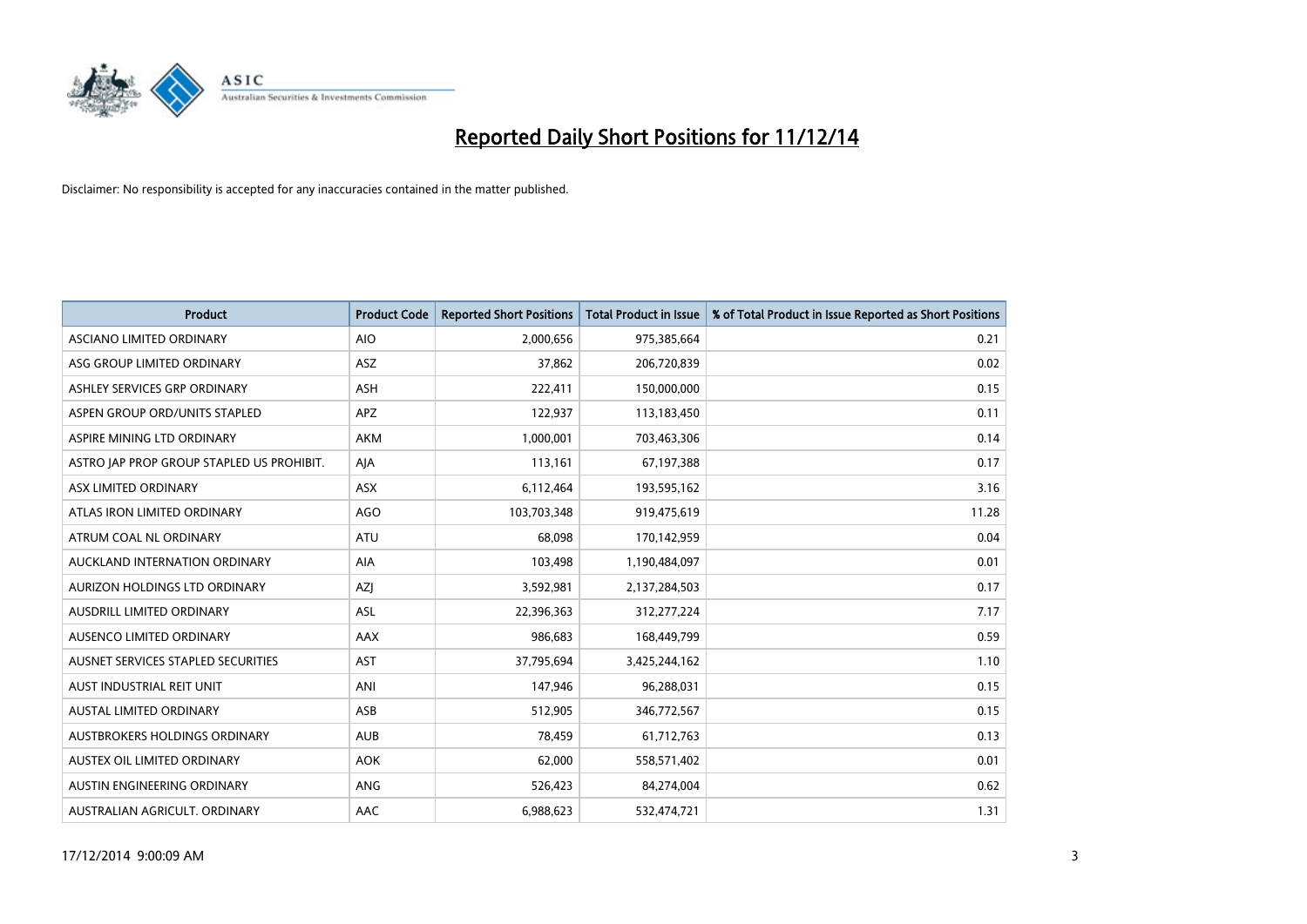# Reported Daily Short Positions for 11/12/14

Disclaimer: No responsibility is accepted for any inaccuracies contained in the matter published.

| Product | Product Code | Reported Short Positions | Total Product in Issue | % of Total Product in Issue Reported as Short Positions |
|---|---|---|---|---|
| ASCIANO LIMITED ORDINARY | AIO | 2,000,656 | 975,385,664 | 0.21 |
| ASG GROUP LIMITED ORDINARY | ASZ | 37,862 | 206,720,839 | 0.02 |
| ASHLEY SERVICES GRP ORDINARY | ASH | 222,411 | 150,000,000 | 0.15 |
| ASPEN GROUP ORD/UNITS STAPLED | APZ | 122,937 | 113,183,450 | 0.11 |
| ASPIRE MINING LTD ORDINARY | AKM | 1,000,001 | 703,463,306 | 0.14 |
| ASTRO JAP PROP GROUP STAPLED US PROHIBIT. | AJA | 113,161 | 67,197,388 | 0.17 |
| ASX LIMITED ORDINARY | ASX | 6,112,464 | 193,595,162 | 3.16 |
| ATLAS IRON LIMITED ORDINARY | AGO | 103,703,348 | 919,475,619 | 11.28 |
| ATRUM COAL NL ORDINARY | ATU | 68,098 | 170,142,959 | 0.04 |
| AUCKLAND INTERNATION ORDINARY | AIA | 103,498 | 1,190,484,097 | 0.01 |
| AURIZON HOLDINGS LTD ORDINARY | AZJ | 3,592,981 | 2,137,284,503 | 0.17 |
| AUSDRILL LIMITED ORDINARY | ASL | 22,396,363 | 312,277,224 | 7.17 |
| AUSENCO LIMITED ORDINARY | AAX | 986,683 | 168,449,799 | 0.59 |
| AUSNET SERVICES STAPLED SECURITIES | AST | 37,795,694 | 3,425,244,162 | 1.10 |
| AUST INDUSTRIAL REIT UNIT | ANI | 147,946 | 96,288,031 | 0.15 |
| AUSTAL LIMITED ORDINARY | ASB | 512,905 | 346,772,567 | 0.15 |
| AUSTBROKERS HOLDINGS ORDINARY | AUB | 78,459 | 61,712,763 | 0.13 |
| AUSTEX OIL LIMITED ORDINARY | AOK | 62,000 | 558,571,402 | 0.01 |
| AUSTIN ENGINEERING ORDINARY | ANG | 526,423 | 84,274,004 | 0.62 |
| AUSTRALIAN AGRICULT. ORDINARY | AAC | 6,988,623 | 532,474,721 | 1.31 |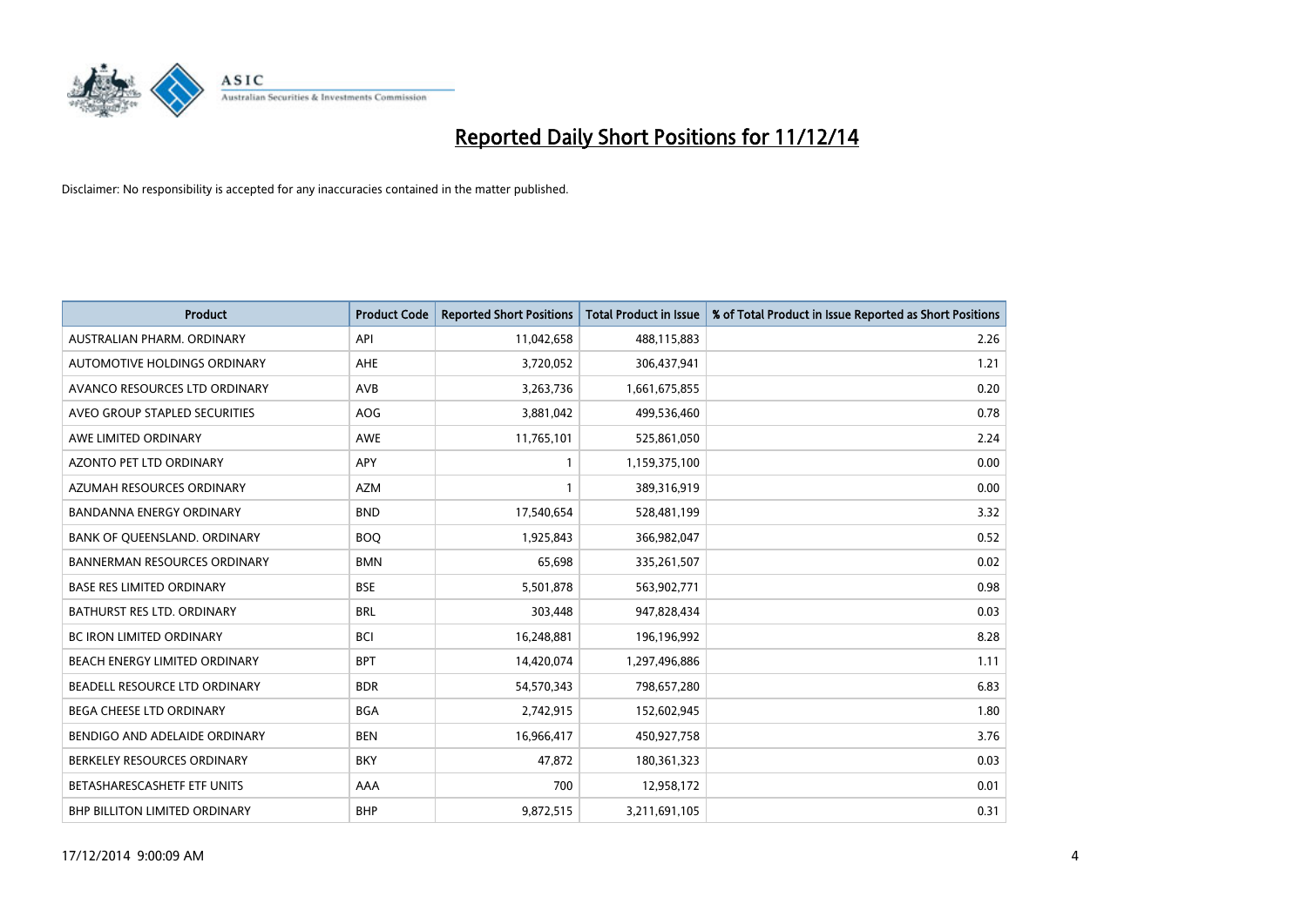# Reported Daily Short Positions for 11/12/14

Disclaimer: No responsibility is accepted for any inaccuracies contained in the matter published.

| Product | Product Code | Reported Short Positions | Total Product in Issue | % of Total Product in Issue Reported as Short Positions |
|---|---|---|---|---|
| AUSTRALIAN PHARM. ORDINARY | API | 11,042,658 | 488,115,883 | 2.26 |
| AUTOMOTIVE HOLDINGS ORDINARY | AHE | 3,720,052 | 306,437,941 | 1.21 |
| AVANCO RESOURCES LTD ORDINARY | AVB | 3,263,736 | 1,661,675,855 | 0.20 |
| AVEO GROUP STAPLED SECURITIES | AOG | 3,881,042 | 499,536,460 | 0.78 |
| AWE LIMITED ORDINARY | AWE | 11,765,101 | 525,861,050 | 2.24 |
| AZONTO PET LTD ORDINARY | APY | 1 | 1,159,375,100 | 0.00 |
| AZUMAH RESOURCES ORDINARY | AZM | 1 | 389,316,919 | 0.00 |
| BANDANNA ENERGY ORDINARY | BND | 17,540,654 | 528,481,199 | 3.32 |
| BANK OF QUEENSLAND. ORDINARY | BOQ | 1,925,843 | 366,982,047 | 0.52 |
| BANNERMAN RESOURCES ORDINARY | BMN | 65,698 | 335,261,507 | 0.02 |
| BASE RES LIMITED ORDINARY | BSE | 5,501,878 | 563,902,771 | 0.98 |
| BATHURST RES LTD. ORDINARY | BRL | 303,448 | 947,828,434 | 0.03 |
| BC IRON LIMITED ORDINARY | BCI | 16,248,881 | 196,196,992 | 8.28 |
| BEACH ENERGY LIMITED ORDINARY | BPT | 14,420,074 | 1,297,496,886 | 1.11 |
| BEADELL RESOURCE LTD ORDINARY | BDR | 54,570,343 | 798,657,280 | 6.83 |
| BEGA CHEESE LTD ORDINARY | BGA | 2,742,915 | 152,602,945 | 1.80 |
| BENDIGO AND ADELAIDE ORDINARY | BEN | 16,966,417 | 450,927,758 | 3.76 |
| BERKELEY RESOURCES ORDINARY | BKY | 47,872 | 180,361,323 | 0.03 |
| BETASHARESCASHETF ETF UNITS | AAA | 700 | 12,958,172 | 0.01 |
| BHP BILLITON LIMITED ORDINARY | BHP | 9,872,515 | 3,211,691,105 | 0.31 |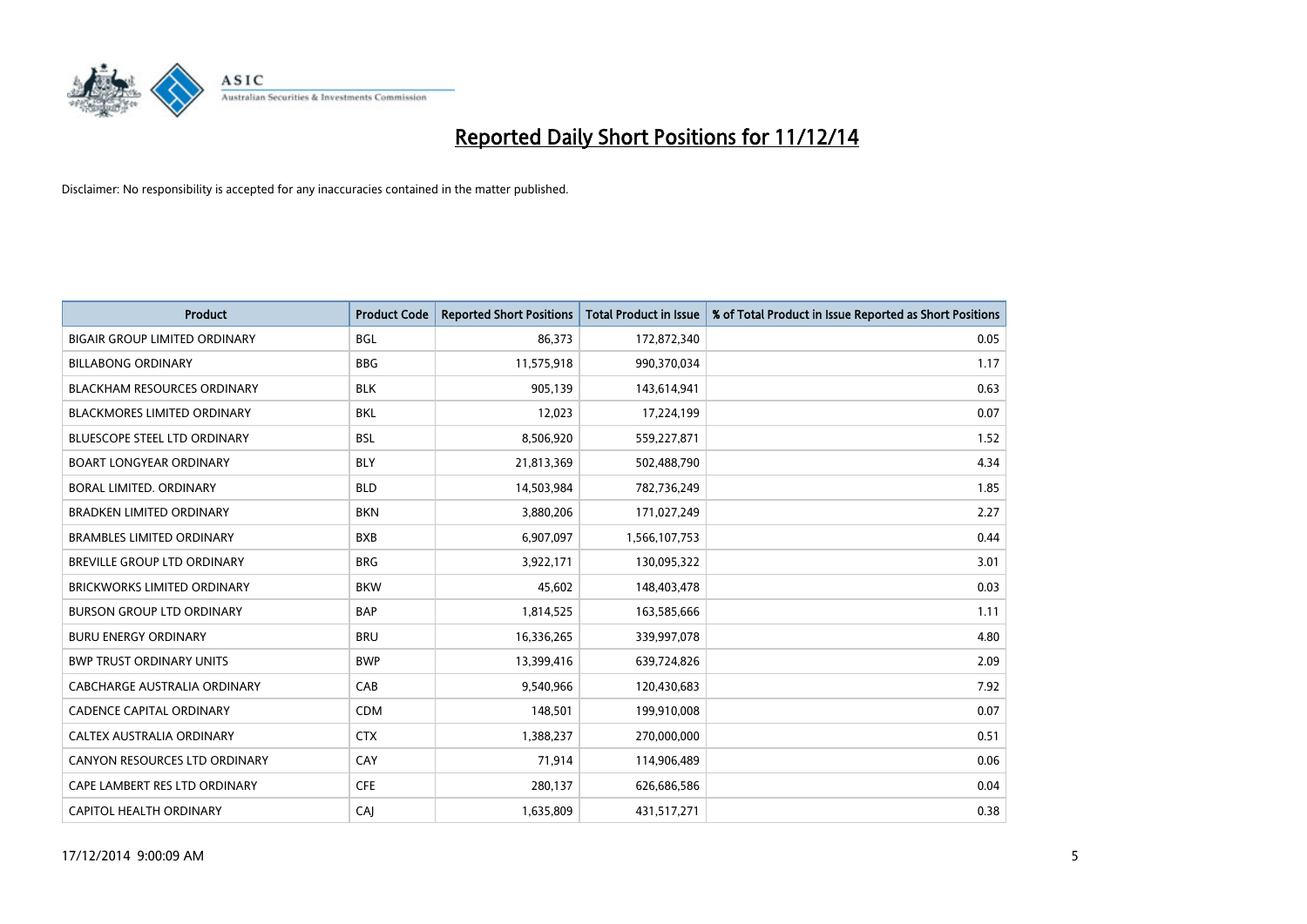# Reported Daily Short Positions for 11/12/14

Disclaimer: No responsibility is accepted for any inaccuracies contained in the matter published.

| Product | Product Code | Reported Short Positions | Total Product in Issue | % of Total Product in Issue Reported as Short Positions |
|---|---|---|---|---|
| BIGAIR GROUP LIMITED ORDINARY | BGL | 86,373 | 172,872,340 | 0.05 |
| BILLABONG ORDINARY | BBG | 11,575,918 | 990,370,034 | 1.17 |
| BLACKHAM RESOURCES ORDINARY | BLK | 905,139 | 143,614,941 | 0.63 |
| BLACKMORES LIMITED ORDINARY | BKL | 12,023 | 17,224,199 | 0.07 |
| BLUESCOPE STEEL LTD ORDINARY | BSL | 8,506,920 | 559,227,871 | 1.52 |
| BOART LONGYEAR ORDINARY | BLY | 21,813,369 | 502,488,790 | 4.34 |
| BORAL LIMITED. ORDINARY | BLD | 14,503,984 | 782,736,249 | 1.85 |
| BRADKEN LIMITED ORDINARY | BKN | 3,880,206 | 171,027,249 | 2.27 |
| BRAMBLES LIMITED ORDINARY | BXB | 6,907,097 | 1,566,107,753 | 0.44 |
| BREVILLE GROUP LTD ORDINARY | BRG | 3,922,171 | 130,095,322 | 3.01 |
| BRICKWORKS LIMITED ORDINARY | BKW | 45,602 | 148,403,478 | 0.03 |
| BURSON GROUP LTD ORDINARY | BAP | 1,814,525 | 163,585,666 | 1.11 |
| BURU ENERGY ORDINARY | BRU | 16,336,265 | 339,997,078 | 4.80 |
| BWP TRUST ORDINARY UNITS | BWP | 13,399,416 | 639,724,826 | 2.09 |
| CABCHARGE AUSTRALIA ORDINARY | CAB | 9,540,966 | 120,430,683 | 7.92 |
| CADENCE CAPITAL ORDINARY | CDM | 148,501 | 199,910,008 | 0.07 |
| CALTEX AUSTRALIA ORDINARY | CTX | 1,388,237 | 270,000,000 | 0.51 |
| CANYON RESOURCES LTD ORDINARY | CAY | 71,914 | 114,906,489 | 0.06 |
| CAPE LAMBERT RES LTD ORDINARY | CFE | 280,137 | 626,686,586 | 0.04 |
| CAPITOL HEALTH ORDINARY | CAJ | 1,635,809 | 431,517,271 | 0.38 |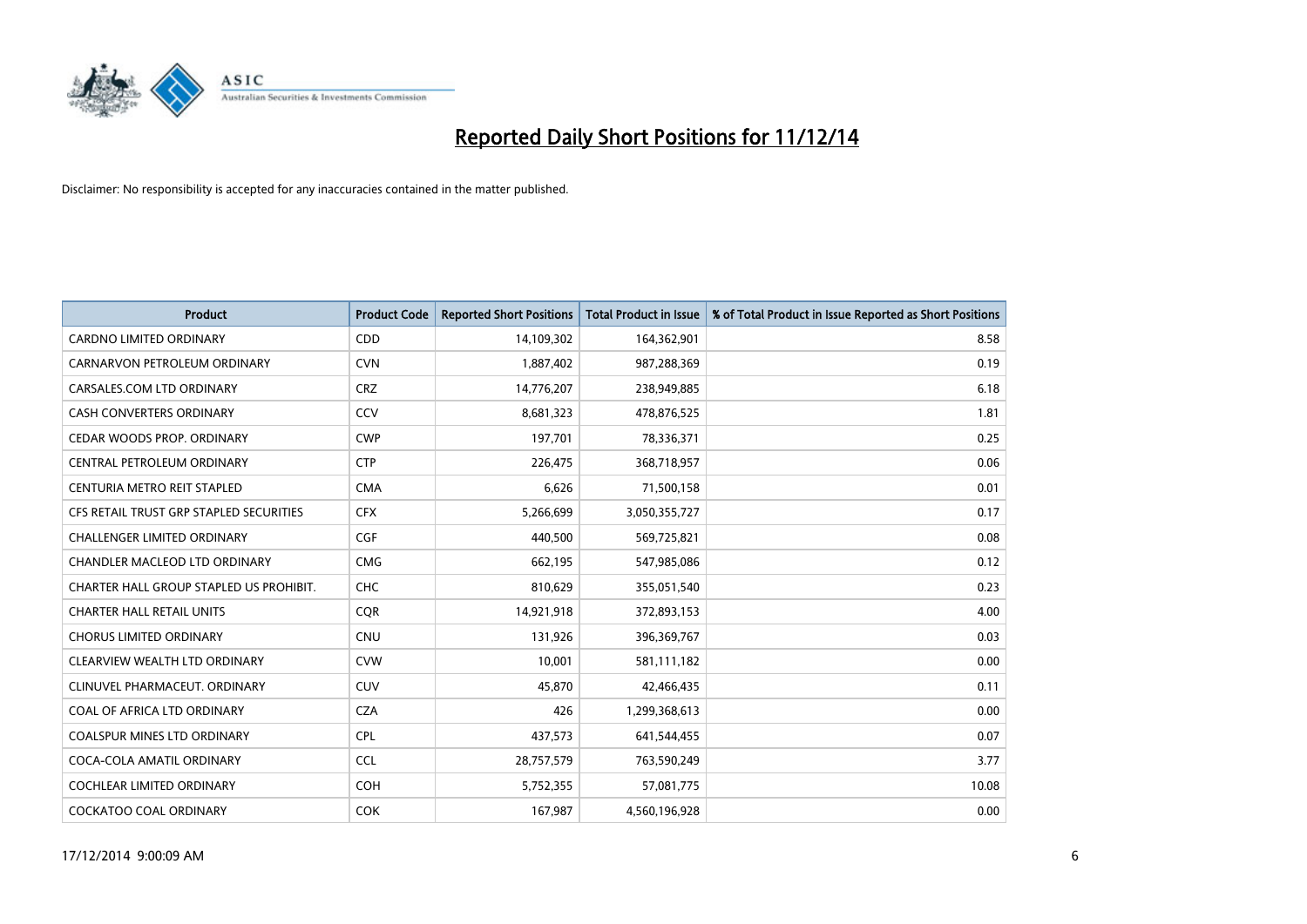# Reported Daily Short Positions for 11/12/14

Disclaimer: No responsibility is accepted for any inaccuracies contained in the matter published.

| Product | Product Code | Reported Short Positions | Total Product in Issue | % of Total Product in Issue Reported as Short Positions |
|---|---|---|---|---|
| CARDNO LIMITED ORDINARY | CDD | 14,109,302 | 164,362,901 | 8.58 |
| CARNARVON PETROLEUM ORDINARY | CVN | 1,887,402 | 987,288,369 | 0.19 |
| CARSALES.COM LTD ORDINARY | CRZ | 14,776,207 | 238,949,885 | 6.18 |
| CASH CONVERTERS ORDINARY | CCV | 8,681,323 | 478,876,525 | 1.81 |
| CEDAR WOODS PROP. ORDINARY | CWP | 197,701 | 78,336,371 | 0.25 |
| CENTRAL PETROLEUM ORDINARY | CTP | 226,475 | 368,718,957 | 0.06 |
| CENTURIA METRO REIT STAPLED | CMA | 6,626 | 71,500,158 | 0.01 |
| CFS RETAIL TRUST GRP STAPLED SECURITIES | CFX | 5,266,699 | 3,050,355,727 | 0.17 |
| CHALLENGER LIMITED ORDINARY | CGF | 440,500 | 569,725,821 | 0.08 |
| CHANDLER MACLEOD LTD ORDINARY | CMG | 662,195 | 547,985,086 | 0.12 |
| CHARTER HALL GROUP STAPLED US PROHIBIT. | CHC | 810,629 | 355,051,540 | 0.23 |
| CHARTER HALL RETAIL UNITS | CQR | 14,921,918 | 372,893,153 | 4.00 |
| CHORUS LIMITED ORDINARY | CNU | 131,926 | 396,369,767 | 0.03 |
| CLEARVIEW WEALTH LTD ORDINARY | CVW | 10,001 | 581,111,182 | 0.00 |
| CLINUVEL PHARMACEUT. ORDINARY | CUV | 45,870 | 42,466,435 | 0.11 |
| COAL OF AFRICA LTD ORDINARY | CZA | 426 | 1,299,368,613 | 0.00 |
| COALSPUR MINES LTD ORDINARY | CPL | 437,573 | 641,544,455 | 0.07 |
| COCA-COLA AMATIL ORDINARY | CCL | 28,757,579 | 763,590,249 | 3.77 |
| COCHLEAR LIMITED ORDINARY | COH | 5,752,355 | 57,081,775 | 10.08 |
| COCKATOO COAL ORDINARY | COK | 167,987 | 4,560,196,928 | 0.00 |

17/12/2014 9:00:09 AM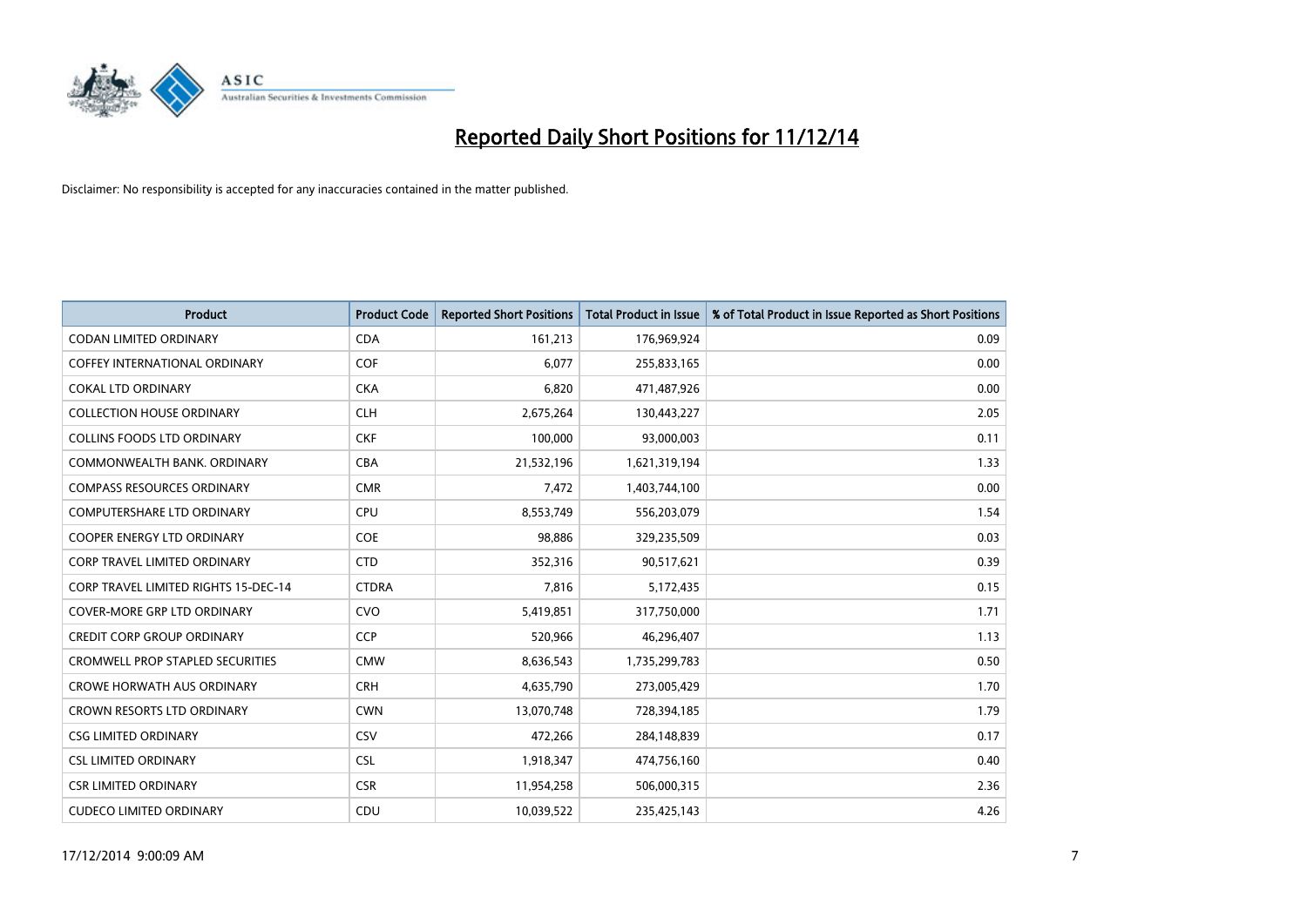# Reported Daily Short Positions for 11/12/14

Disclaimer: No responsibility is accepted for any inaccuracies contained in the matter published.

| Product | Product Code | Reported Short Positions | Total Product in Issue | % of Total Product in Issue Reported as Short Positions |
|---|---|---|---|---|
| CODAN LIMITED ORDINARY | CDA | 161,213 | 176,969,924 | 0.09 |
| COFFEY INTERNATIONAL ORDINARY | COF | 6,077 | 255,833,165 | 0.00 |
| COKAL LTD ORDINARY | CKA | 6,820 | 471,487,926 | 0.00 |
| COLLECTION HOUSE ORDINARY | CLH | 2,675,264 | 130,443,227 | 2.05 |
| COLLINS FOODS LTD ORDINARY | CKF | 100,000 | 93,000,003 | 0.11 |
| COMMONWEALTH BANK. ORDINARY | CBA | 21,532,196 | 1,621,319,194 | 1.33 |
| COMPASS RESOURCES ORDINARY | CMR | 7,472 | 1,403,744,100 | 0.00 |
| COMPUTERSHARE LTD ORDINARY | CPU | 8,553,749 | 556,203,079 | 1.54 |
| COOPER ENERGY LTD ORDINARY | COE | 98,886 | 329,235,509 | 0.03 |
| CORP TRAVEL LIMITED ORDINARY | CTD | 352,316 | 90,517,621 | 0.39 |
| CORP TRAVEL LIMITED RIGHTS 15-DEC-14 | CTDRA | 7,816 | 5,172,435 | 0.15 |
| COVER-MORE GRP LTD ORDINARY | CVO | 5,419,851 | 317,750,000 | 1.71 |
| CREDIT CORP GROUP ORDINARY | CCP | 520,966 | 46,296,407 | 1.13 |
| CROMWELL PROP STAPLED SECURITIES | CMW | 8,636,543 | 1,735,299,783 | 0.50 |
| CROWE HORWATH AUS ORDINARY | CRH | 4,635,790 | 273,005,429 | 1.70 |
| CROWN RESORTS LTD ORDINARY | CWN | 13,070,748 | 728,394,185 | 1.79 |
| CSG LIMITED ORDINARY | CSV | 472,266 | 284,148,839 | 0.17 |
| CSL LIMITED ORDINARY | CSL | 1,918,347 | 474,756,160 | 0.40 |
| CSR LIMITED ORDINARY | CSR | 11,954,258 | 506,000,315 | 2.36 |
| CUDECO LIMITED ORDINARY | CDU | 10,039,522 | 235,425,143 | 4.26 |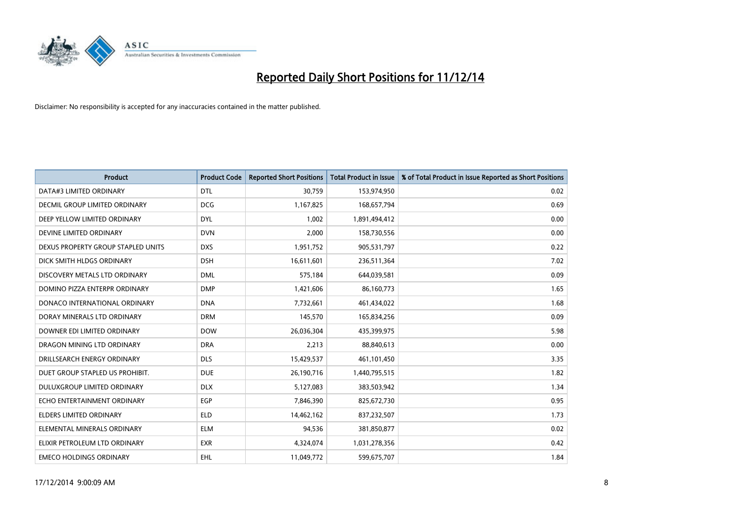# Reported Daily Short Positions for 11/12/14

Disclaimer: No responsibility is accepted for any inaccuracies contained in the matter published.

| Product | Product Code | Reported Short Positions | Total Product in Issue | % of Total Product in Issue Reported as Short Positions |
|---|---|---|---|---|
| DATA#3 LIMITED ORDINARY | DTL | 30,759 | 153,974,950 | 0.02 |
| DECMIL GROUP LIMITED ORDINARY | DCG | 1,167,825 | 168,657,794 | 0.69 |
| DEEP YELLOW LIMITED ORDINARY | DYL | 1,002 | 1,891,494,412 | 0.00 |
| DEVINE LIMITED ORDINARY | DVN | 2,000 | 158,730,556 | 0.00 |
| DEXUS PROPERTY GROUP STAPLED UNITS | DXS | 1,951,752 | 905,531,797 | 0.22 |
| DICK SMITH HLDGS ORDINARY | DSH | 16,611,601 | 236,511,364 | 7.02 |
| DISCOVERY METALS LTD ORDINARY | DML | 575,184 | 644,039,581 | 0.09 |
| DOMINO PIZZA ENTERPR ORDINARY | DMP | 1,421,606 | 86,160,773 | 1.65 |
| DONACO INTERNATIONAL ORDINARY | DNA | 7,732,661 | 461,434,022 | 1.68 |
| DORAY MINERALS LTD ORDINARY | DRM | 145,570 | 165,834,256 | 0.09 |
| DOWNER EDI LIMITED ORDINARY | DOW | 26,036,304 | 435,399,975 | 5.98 |
| DRAGON MINING LTD ORDINARY | DRA | 2,213 | 88,840,613 | 0.00 |
| DRILLSEARCH ENERGY ORDINARY | DLS | 15,429,537 | 461,101,450 | 3.35 |
| DUET GROUP STAPLED US PROHIBIT. | DUE | 26,190,716 | 1,440,795,515 | 1.82 |
| DULUXGROUP LIMITED ORDINARY | DLX | 5,127,083 | 383,503,942 | 1.34 |
| ECHO ENTERTAINMENT ORDINARY | EGP | 7,846,390 | 825,672,730 | 0.95 |
| ELDERS LIMITED ORDINARY | ELD | 14,462,162 | 837,232,507 | 1.73 |
| ELEMENTAL MINERALS ORDINARY | ELM | 94,536 | 381,850,877 | 0.02 |
| ELIXIR PETROLEUM LTD ORDINARY | EXR | 4,324,074 | 1,031,278,356 | 0.42 |
| EMECO HOLDINGS ORDINARY | EHL | 11,049,772 | 599,675,707 | 1.84 |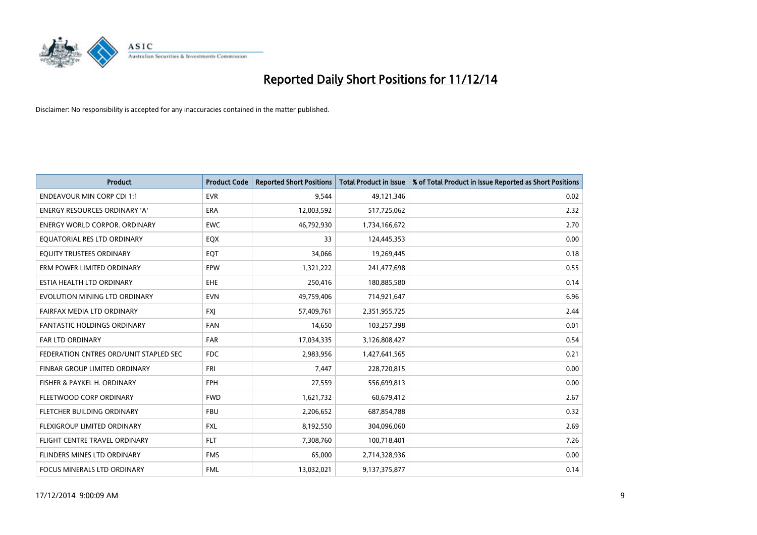# Reported Daily Short Positions for 11/12/14

Disclaimer: No responsibility is accepted for any inaccuracies contained in the matter published.

| Product | Product Code | Reported Short Positions | Total Product in Issue | % of Total Product in Issue Reported as Short Positions |
|---|---|---|---|---|
| ENDEAVOUR MIN CORP CDI 1:1 | EVR | 9,544 | 49,121,346 | 0.02 |
| ENERGY RESOURCES ORDINARY 'A' | ERA | 12,003,592 | 517,725,062 | 2.32 |
| ENERGY WORLD CORPOR. ORDINARY | EWC | 46,792,930 | 1,734,166,672 | 2.70 |
| EQUATORIAL RES LTD ORDINARY | EQX | 33 | 124,445,353 | 0.00 |
| EQUITY TRUSTEES ORDINARY | EQT | 34,066 | 19,269,445 | 0.18 |
| ERM POWER LIMITED ORDINARY | EPW | 1,321,222 | 241,477,698 | 0.55 |
| ESTIA HEALTH LTD ORDINARY | EHE | 250,416 | 180,885,580 | 0.14 |
| EVOLUTION MINING LTD ORDINARY | EVN | 49,759,406 | 714,921,647 | 6.96 |
| FAIRFAX MEDIA LTD ORDINARY | FXJ | 57,409,761 | 2,351,955,725 | 2.44 |
| FANTASTIC HOLDINGS ORDINARY | FAN | 14,650 | 103,257,398 | 0.01 |
| FAR LTD ORDINARY | FAR | 17,034,335 | 3,126,808,427 | 0.54 |
| FEDERATION CNTRES ORD/UNIT STAPLED SEC | FDC | 2,983,956 | 1,427,641,565 | 0.21 |
| FINBAR GROUP LIMITED ORDINARY | FRI | 7,447 | 228,720,815 | 0.00 |
| FISHER & PAYKEL H. ORDINARY | FPH | 27,559 | 556,699,813 | 0.00 |
| FLEETWOOD CORP ORDINARY | FWD | 1,621,732 | 60,679,412 | 2.67 |
| FLETCHER BUILDING ORDINARY | FBU | 2,206,652 | 687,854,788 | 0.32 |
| FLEXIGROUP LIMITED ORDINARY | FXL | 8,192,550 | 304,096,060 | 2.69 |
| FLIGHT CENTRE TRAVEL ORDINARY | FLT | 7,308,760 | 100,718,401 | 7.26 |
| FLINDERS MINES LTD ORDINARY | FMS | 65,000 | 2,714,328,936 | 0.00 |
| FOCUS MINERALS LTD ORDINARY | FML | 13,032,021 | 9,137,375,877 | 0.14 |

17/12/2014 9:00:09 AM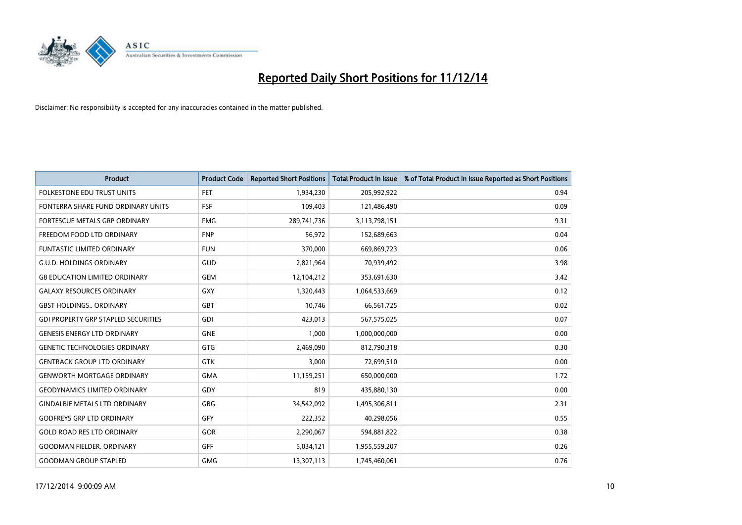# Reported Daily Short Positions for 11/12/14

Disclaimer: No responsibility is accepted for any inaccuracies contained in the matter published.

| Product | Product Code | Reported Short Positions | Total Product in Issue | % of Total Product in Issue Reported as Short Positions |
|---|---|---|---|---|
| FOLKESTONE EDU TRUST UNITS | FET | 1,934,230 | 205,992,922 | 0.94 |
| FONTERRA SHARE FUND ORDINARY UNITS | FSF | 109,403 | 121,486,490 | 0.09 |
| FORTESCUE METALS GRP ORDINARY | FMG | 289,741,736 | 3,113,798,151 | 9.31 |
| FREEDOM FOOD LTD ORDINARY | FNP | 56,972 | 152,689,663 | 0.04 |
| FUNTASTIC LIMITED ORDINARY | FUN | 370,000 | 669,869,723 | 0.06 |
| G.U.D. HOLDINGS ORDINARY | GUD | 2,821,964 | 70,939,492 | 3.98 |
| G8 EDUCATION LIMITED ORDINARY | GEM | 12,104,212 | 353,691,630 | 3.42 |
| GALAXY RESOURCES ORDINARY | GXY | 1,320,443 | 1,064,533,669 | 0.12 |
| GBST HOLDINGS.. ORDINARY | GBT | 10,746 | 66,561,725 | 0.02 |
| GDI PROPERTY GRP STAPLED SECURITIES | GDI | 423,013 | 567,575,025 | 0.07 |
| GENESIS ENERGY LTD ORDINARY | GNE | 1,000 | 1,000,000,000 | 0.00 |
| GENETIC TECHNOLOGIES ORDINARY | GTG | 2,469,090 | 812,790,318 | 0.30 |
| GENTRACK GROUP LTD ORDINARY | GTK | 3,000 | 72,699,510 | 0.00 |
| GENWORTH MORTGAGE ORDINARY | GMA | 11,159,251 | 650,000,000 | 1.72 |
| GEODYNAMICS LIMITED ORDINARY | GDY | 819 | 435,880,130 | 0.00 |
| GINDALBIE METALS LTD ORDINARY | GBG | 34,542,092 | 1,495,306,811 | 2.31 |
| GODFREYS GRP LTD ORDINARY | GFY | 222,352 | 40,298,056 | 0.55 |
| GOLD ROAD RES LTD ORDINARY | GOR | 2,290,067 | 594,881,822 | 0.38 |
| GOODMAN FIELDER. ORDINARY | GFF | 5,034,121 | 1,955,559,207 | 0.26 |
| GOODMAN GROUP STAPLED | GMG | 13,307,113 | 1,745,460,061 | 0.76 |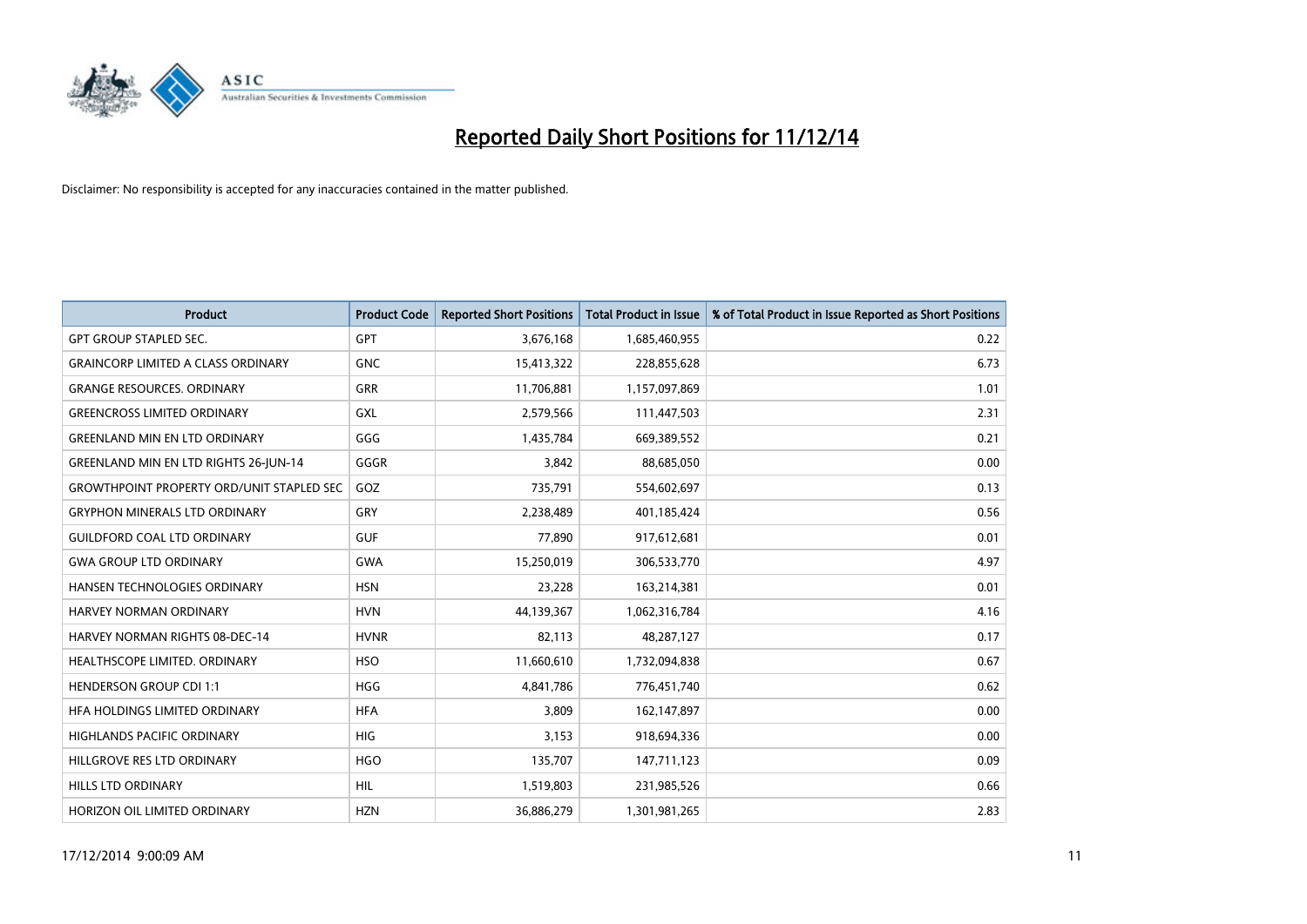# Reported Daily Short Positions for 11/12/14

Disclaimer: No responsibility is accepted for any inaccuracies contained in the matter published.

| Product | Product Code | Reported Short Positions | Total Product in Issue | % of Total Product in Issue Reported as Short Positions |
|---|---|---|---|---|
| GPT GROUP STAPLED SEC. | GPT | 3,676,168 | 1,685,460,955 | 0.22 |
| GRAINCORP LIMITED A CLASS ORDINARY | GNC | 15,413,322 | 228,855,628 | 6.73 |
| GRANGE RESOURCES. ORDINARY | GRR | 11,706,881 | 1,157,097,869 | 1.01 |
| GREENCROSS LIMITED ORDINARY | GXL | 2,579,566 | 111,447,503 | 2.31 |
| GREENLAND MIN EN LTD ORDINARY | GGG | 1,435,784 | 669,389,552 | 0.21 |
| GREENLAND MIN EN LTD RIGHTS 26-JUN-14 | GGGR | 3,842 | 88,685,050 | 0.00 |
| GROWTHPOINT PROPERTY ORD/UNIT STAPLED SEC | GOZ | 735,791 | 554,602,697 | 0.13 |
| GRYPHON MINERALS LTD ORDINARY | GRY | 2,238,489 | 401,185,424 | 0.56 |
| GUILDFORD COAL LTD ORDINARY | GUF | 77,890 | 917,612,681 | 0.01 |
| GWA GROUP LTD ORDINARY | GWA | 15,250,019 | 306,533,770 | 4.97 |
| HANSEN TECHNOLOGIES ORDINARY | HSN | 23,228 | 163,214,381 | 0.01 |
| HARVEY NORMAN ORDINARY | HVN | 44,139,367 | 1,062,316,784 | 4.16 |
| HARVEY NORMAN RIGHTS 08-DEC-14 | HVNR | 82,113 | 48,287,127 | 0.17 |
| HEALTHSCOPE LIMITED. ORDINARY | HSO | 11,660,610 | 1,732,094,838 | 0.67 |
| HENDERSON GROUP CDI 1:1 | HGG | 4,841,786 | 776,451,740 | 0.62 |
| HFA HOLDINGS LIMITED ORDINARY | HFA | 3,809 | 162,147,897 | 0.00 |
| HIGHLANDS PACIFIC ORDINARY | HIG | 3,153 | 918,694,336 | 0.00 |
| HILLGROVE RES LTD ORDINARY | HGO | 135,707 | 147,711,123 | 0.09 |
| HILLS LTD ORDINARY | HIL | 1,519,803 | 231,985,526 | 0.66 |
| HORIZON OIL LIMITED ORDINARY | HZN | 36,886,279 | 1,301,981,265 | 2.83 |

17/12/2014 9:00:09 AM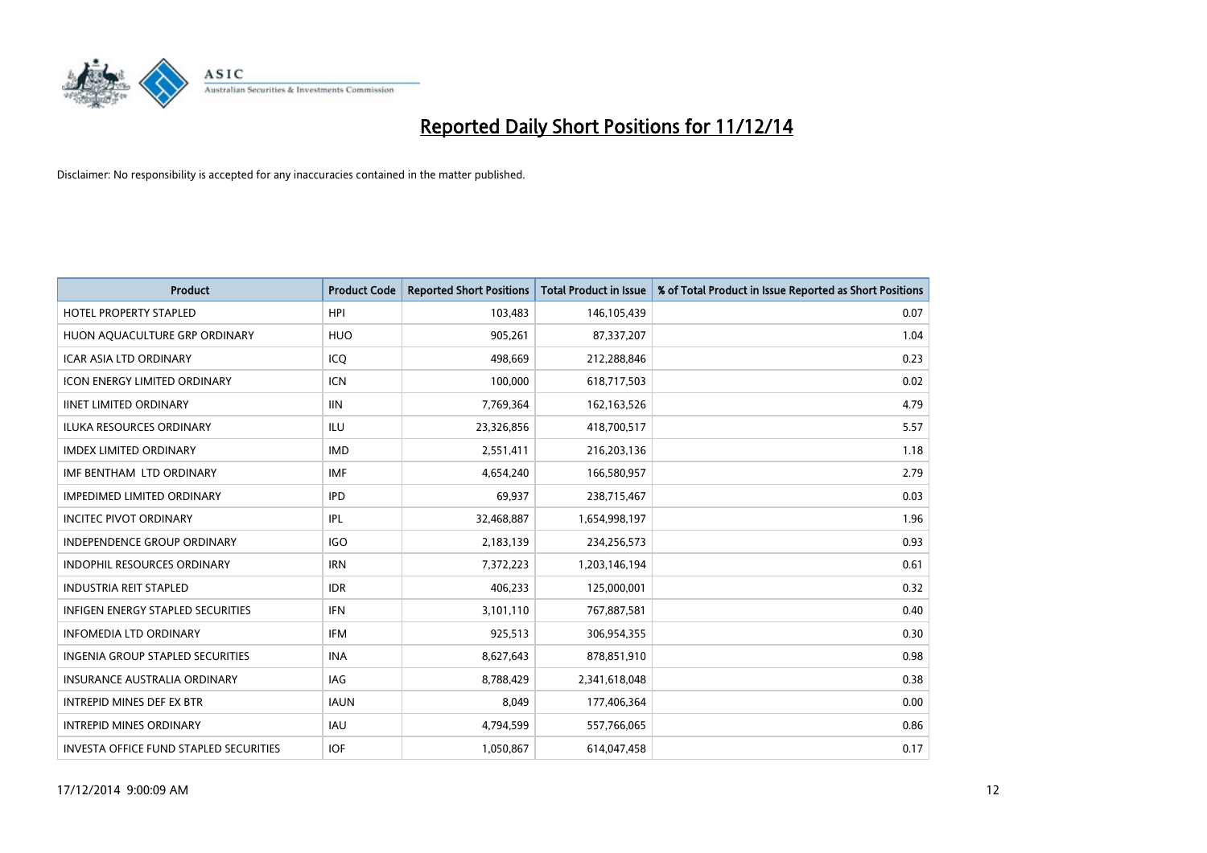# Reported Daily Short Positions for 11/12/14

Disclaimer: No responsibility is accepted for any inaccuracies contained in the matter published.

| Product | Product Code | Reported Short Positions | Total Product in Issue | % of Total Product in Issue Reported as Short Positions |
|---|---|---|---|---|
| HOTEL PROPERTY STAPLED | HPI | 103,483 | 146,105,439 | 0.07 |
| HUON AQUACULTURE GRP ORDINARY | HUO | 905,261 | 87,337,207 | 1.04 |
| ICAR ASIA LTD ORDINARY | ICQ | 498,669 | 212,288,846 | 0.23 |
| ICON ENERGY LIMITED ORDINARY | ICN | 100,000 | 618,717,503 | 0.02 |
| IINET LIMITED ORDINARY | IIN | 7,769,364 | 162,163,526 | 4.79 |
| ILUKA RESOURCES ORDINARY | ILU | 23,326,856 | 418,700,517 | 5.57 |
| IMDEX LIMITED ORDINARY | IMD | 2,551,411 | 216,203,136 | 1.18 |
| IMF BENTHAM LTD ORDINARY | IMF | 4,654,240 | 166,580,957 | 2.79 |
| IMPEDIMED LIMITED ORDINARY | IPD | 69,937 | 238,715,467 | 0.03 |
| INCITEC PIVOT ORDINARY | IPL | 32,468,887 | 1,654,998,197 | 1.96 |
| INDEPENDENCE GROUP ORDINARY | IGO | 2,183,139 | 234,256,573 | 0.93 |
| INDOPHIL RESOURCES ORDINARY | IRN | 7,372,223 | 1,203,146,194 | 0.61 |
| INDUSTRIA REIT STAPLED | IDR | 406,233 | 125,000,001 | 0.32 |
| INFIGEN ENERGY STAPLED SECURITIES | IFN | 3,101,110 | 767,887,581 | 0.40 |
| INFOMEDIA LTD ORDINARY | IFM | 925,513 | 306,954,355 | 0.30 |
| INGENIA GROUP STAPLED SECURITIES | INA | 8,627,643 | 878,851,910 | 0.98 |
| INSURANCE AUSTRALIA ORDINARY | IAG | 8,788,429 | 2,341,618,048 | 0.38 |
| INTREPID MINES DEF EX BTR | IAUN | 8,049 | 177,406,364 | 0.00 |
| INTREPID MINES ORDINARY | IAU | 4,794,599 | 557,766,065 | 0.86 |
| INVESTA OFFICE FUND STAPLED SECURITIES | IOF | 1,050,867 | 614,047,458 | 0.17 |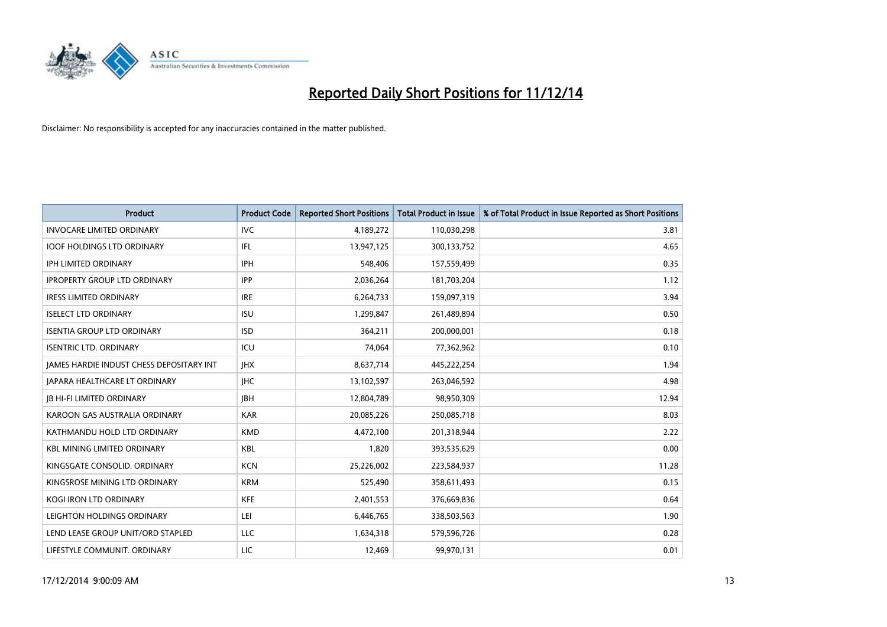# Reported Daily Short Positions for 11/12/14

Disclaimer: No responsibility is accepted for any inaccuracies contained in the matter published.

| Product | Product Code | Reported Short Positions | Total Product in Issue | % of Total Product in Issue Reported as Short Positions |
|---|---|---|---|---|
| INVOCARE LIMITED ORDINARY | IVC | 4,189,272 | 110,030,298 | 3.81 |
| IOOF HOLDINGS LTD ORDINARY | IFL | 13,947,125 | 300,133,752 | 4.65 |
| IPH LIMITED ORDINARY | IPH | 548,406 | 157,559,499 | 0.35 |
| IPROPERTY GROUP LTD ORDINARY | IPP | 2,036,264 | 181,703,204 | 1.12 |
| IRESS LIMITED ORDINARY | IRE | 6,264,733 | 159,097,319 | 3.94 |
| ISELECT LTD ORDINARY | ISU | 1,299,847 | 261,489,894 | 0.50 |
| ISENTIA GROUP LTD ORDINARY | ISD | 364,211 | 200,000,001 | 0.18 |
| ISENTRIC LTD. ORDINARY | ICU | 74,064 | 77,362,962 | 0.10 |
| JAMES HARDIE INDUST CHESS DEPOSITARY INT | JHX | 8,637,714 | 445,222,254 | 1.94 |
| JAPARA HEALTHCARE LT ORDINARY | JHC | 13,102,597 | 263,046,592 | 4.98 |
| JB HI-FI LIMITED ORDINARY | JBH | 12,804,789 | 98,950,309 | 12.94 |
| KAROON GAS AUSTRALIA ORDINARY | KAR | 20,085,226 | 250,085,718 | 8.03 |
| KATHMANDU HOLD LTD ORDINARY | KMD | 4,472,100 | 201,318,944 | 2.22 |
| KBL MINING LIMITED ORDINARY | KBL | 1,820 | 393,535,629 | 0.00 |
| KINGSGATE CONSOLID. ORDINARY | KCN | 25,226,002 | 223,584,937 | 11.28 |
| KINGSROSE MINING LTD ORDINARY | KRM | 525,490 | 358,611,493 | 0.15 |
| KOGI IRON LTD ORDINARY | KFE | 2,401,553 | 376,669,836 | 0.64 |
| LEIGHTON HOLDINGS ORDINARY | LEI | 6,446,765 | 338,503,563 | 1.90 |
| LEND LEASE GROUP UNIT/ORD STAPLED | LLC | 1,634,318 | 579,596,726 | 0.28 |
| LIFESTYLE COMMUNIT. ORDINARY | LIC | 12,469 | 99,970,131 | 0.01 |

17/12/2014 9:00:09 AM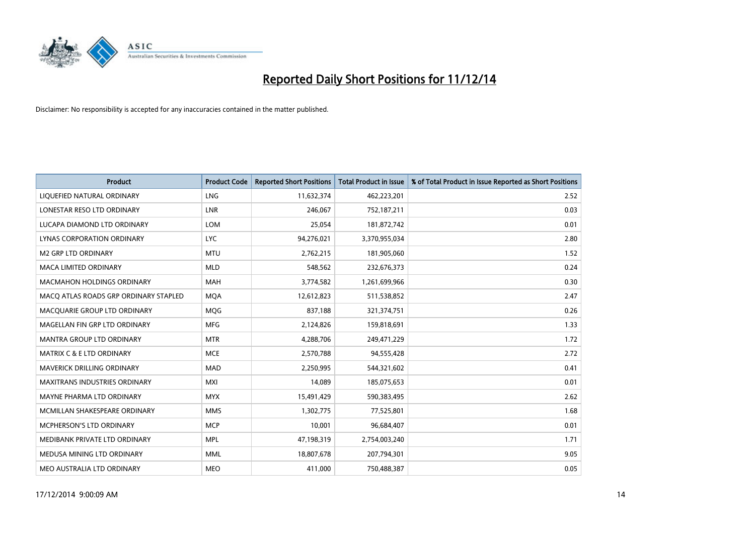# Reported Daily Short Positions for 11/12/14

Disclaimer: No responsibility is accepted for any inaccuracies contained in the matter published.

| Product | Product Code | Reported Short Positions | Total Product in Issue | % of Total Product in Issue Reported as Short Positions |
|---|---|---|---|---|
| LIQUEFIED NATURAL ORDINARY | LNG | 11,632,374 | 462,223,201 | 2.52 |
| LONESTAR RESO LTD ORDINARY | LNR | 246,067 | 752,187,211 | 0.03 |
| LUCAPA DIAMOND LTD ORDINARY | LOM | 25,054 | 181,872,742 | 0.01 |
| LYNAS CORPORATION ORDINARY | LYC | 94,276,021 | 3,370,955,034 | 2.80 |
| M2 GRP LTD ORDINARY | MTU | 2,762,215 | 181,905,060 | 1.52 |
| MACA LIMITED ORDINARY | MLD | 548,562 | 232,676,373 | 0.24 |
| MACMAHON HOLDINGS ORDINARY | MAH | 3,774,582 | 1,261,699,966 | 0.30 |
| MACQ ATLAS ROADS GRP ORDINARY STAPLED | MQA | 12,612,823 | 511,538,852 | 2.47 |
| MACQUARIE GROUP LTD ORDINARY | MQG | 837,188 | 321,374,751 | 0.26 |
| MAGELLAN FIN GRP LTD ORDINARY | MFG | 2,124,826 | 159,818,691 | 1.33 |
| MANTRA GROUP LTD ORDINARY | MTR | 4,288,706 | 249,471,229 | 1.72 |
| MATRIX C & E LTD ORDINARY | MCE | 2,570,788 | 94,555,428 | 2.72 |
| MAVERICK DRILLING ORDINARY | MAD | 2,250,995 | 544,321,602 | 0.41 |
| MAXITRANS INDUSTRIES ORDINARY | MXI | 14,089 | 185,075,653 | 0.01 |
| MAYNE PHARMA LTD ORDINARY | MYX | 15,491,429 | 590,383,495 | 2.62 |
| MCMILLAN SHAKESPEARE ORDINARY | MMS | 1,302,775 | 77,525,801 | 1.68 |
| MCPHERSON'S LTD ORDINARY | MCP | 10,001 | 96,684,407 | 0.01 |
| MEDIBANK PRIVATE LTD ORDINARY | MPL | 47,198,319 | 2,754,003,240 | 1.71 |
| MEDUSA MINING LTD ORDINARY | MML | 18,807,678 | 207,794,301 | 9.05 |
| MEO AUSTRALIA LTD ORDINARY | MEO | 411,000 | 750,488,387 | 0.05 |

17/12/2014 9:00:09 AM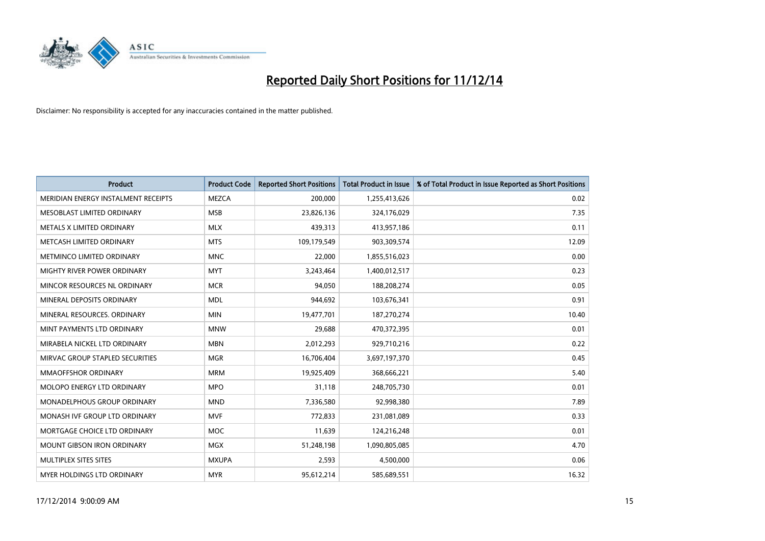# Reported Daily Short Positions for 11/12/14

Disclaimer: No responsibility is accepted for any inaccuracies contained in the matter published.

| Product | Product Code | Reported Short Positions | Total Product in Issue | % of Total Product in Issue Reported as Short Positions |
|---|---|---|---|---|
| MERIDIAN ENERGY INSTALMENT RECEIPTS | MEZCA | 200,000 | 1,255,413,626 | 0.02 |
| MESOBLAST LIMITED ORDINARY | MSB | 23,826,136 | 324,176,029 | 7.35 |
| METALS X LIMITED ORDINARY | MLX | 439,313 | 413,957,186 | 0.11 |
| METCASH LIMITED ORDINARY | MTS | 109,179,549 | 903,309,574 | 12.09 |
| METMINCO LIMITED ORDINARY | MNC | 22,000 | 1,855,516,023 | 0.00 |
| MIGHTY RIVER POWER ORDINARY | MYT | 3,243,464 | 1,400,012,517 | 0.23 |
| MINCOR RESOURCES NL ORDINARY | MCR | 94,050 | 188,208,274 | 0.05 |
| MINERAL DEPOSITS ORDINARY | MDL | 944,692 | 103,676,341 | 0.91 |
| MINERAL RESOURCES. ORDINARY | MIN | 19,477,701 | 187,270,274 | 10.40 |
| MINT PAYMENTS LTD ORDINARY | MNW | 29,688 | 470,372,395 | 0.01 |
| MIRABELA NICKEL LTD ORDINARY | MBN | 2,012,293 | 929,710,216 | 0.22 |
| MIRVAC GROUP STAPLED SECURITIES | MGR | 16,706,404 | 3,697,197,370 | 0.45 |
| MMAOFFSHOR ORDINARY | MRM | 19,925,409 | 368,666,221 | 5.40 |
| MOLOPO ENERGY LTD ORDINARY | MPO | 31,118 | 248,705,730 | 0.01 |
| MONADELPHOUS GROUP ORDINARY | MND | 7,336,580 | 92,998,380 | 7.89 |
| MONASH IVF GROUP LTD ORDINARY | MVF | 772,833 | 231,081,089 | 0.33 |
| MORTGAGE CHOICE LTD ORDINARY | MOC | 11,639 | 124,216,248 | 0.01 |
| MOUNT GIBSON IRON ORDINARY | MGX | 51,248,198 | 1,090,805,085 | 4.70 |
| MULTIPLEX SITES SITES | MXUPA | 2,593 | 4,500,000 | 0.06 |
| MYER HOLDINGS LTD ORDINARY | MYR | 95,612,214 | 585,689,551 | 16.32 |

17/12/2014 9:00:09 AM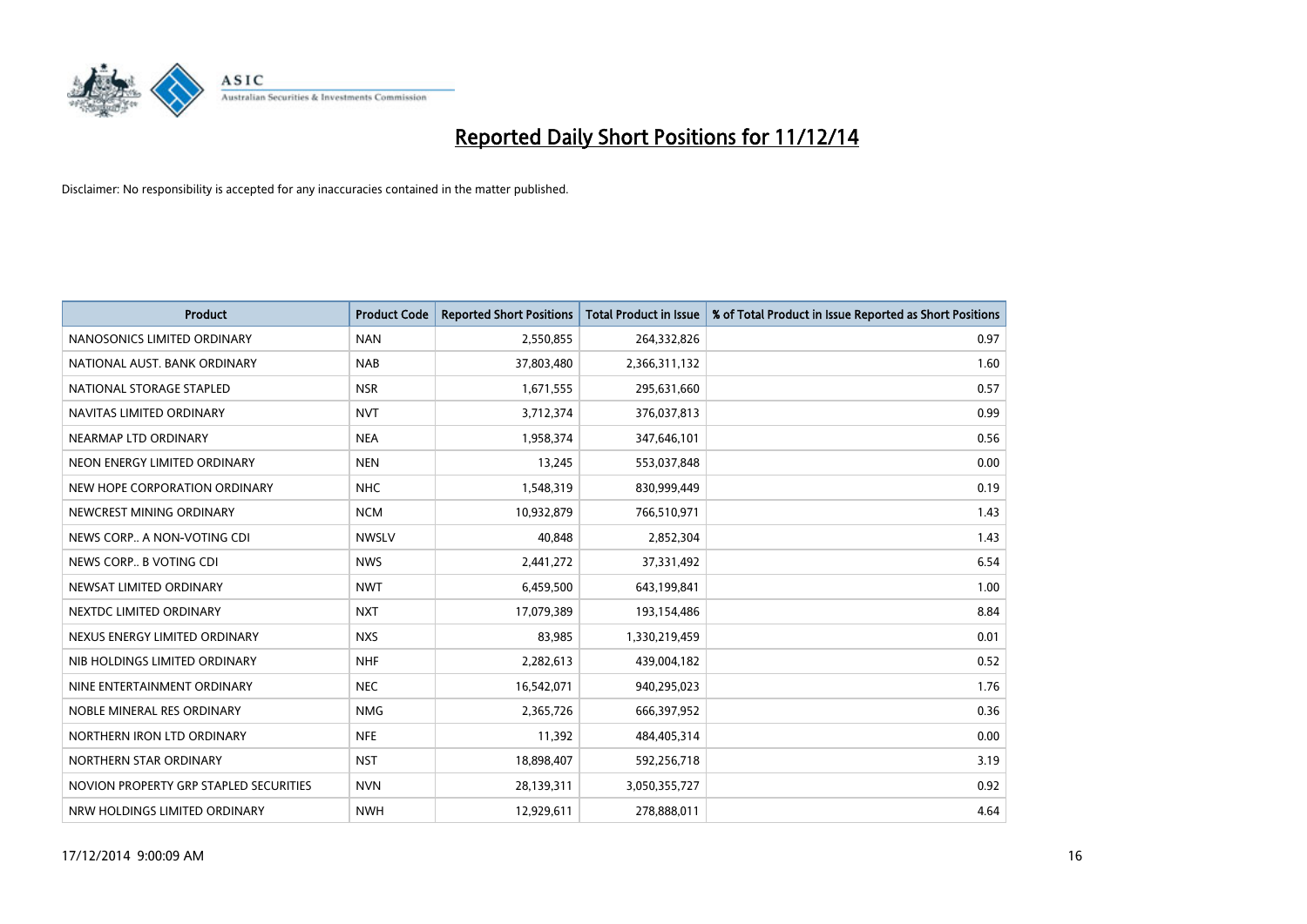# Reported Daily Short Positions for 11/12/14

Disclaimer: No responsibility is accepted for any inaccuracies contained in the matter published.

| Product | Product Code | Reported Short Positions | Total Product in Issue | % of Total Product in Issue Reported as Short Positions |
|---|---|---|---|---|
| NANOSONICS LIMITED ORDINARY | NAN | 2,550,855 | 264,332,826 | 0.97 |
| NATIONAL AUST. BANK ORDINARY | NAB | 37,803,480 | 2,366,311,132 | 1.60 |
| NATIONAL STORAGE STAPLED | NSR | 1,671,555 | 295,631,660 | 0.57 |
| NAVITAS LIMITED ORDINARY | NVT | 3,712,374 | 376,037,813 | 0.99 |
| NEARMAP LTD ORDINARY | NEA | 1,958,374 | 347,646,101 | 0.56 |
| NEON ENERGY LIMITED ORDINARY | NEN | 13,245 | 553,037,848 | 0.00 |
| NEW HOPE CORPORATION ORDINARY | NHC | 1,548,319 | 830,999,449 | 0.19 |
| NEWCREST MINING ORDINARY | NCM | 10,932,879 | 766,510,971 | 1.43 |
| NEWS CORP.. A NON-VOTING CDI | NWSLV | 40,848 | 2,852,304 | 1.43 |
| NEWS CORP.. B VOTING CDI | NWS | 2,441,272 | 37,331,492 | 6.54 |
| NEWSAT LIMITED ORDINARY | NWT | 6,459,500 | 643,199,841 | 1.00 |
| NEXTDC LIMITED ORDINARY | NXT | 17,079,389 | 193,154,486 | 8.84 |
| NEXUS ENERGY LIMITED ORDINARY | NXS | 83,985 | 1,330,219,459 | 0.01 |
| NIB HOLDINGS LIMITED ORDINARY | NHF | 2,282,613 | 439,004,182 | 0.52 |
| NINE ENTERTAINMENT ORDINARY | NEC | 16,542,071 | 940,295,023 | 1.76 |
| NOBLE MINERAL RES ORDINARY | NMG | 2,365,726 | 666,397,952 | 0.36 |
| NORTHERN IRON LTD ORDINARY | NFE | 11,392 | 484,405,314 | 0.00 |
| NORTHERN STAR ORDINARY | NST | 18,898,407 | 592,256,718 | 3.19 |
| NOVION PROPERTY GRP STAPLED SECURITIES | NVN | 28,139,311 | 3,050,355,727 | 0.92 |
| NRW HOLDINGS LIMITED ORDINARY | NWH | 12,929,611 | 278,888,011 | 4.64 |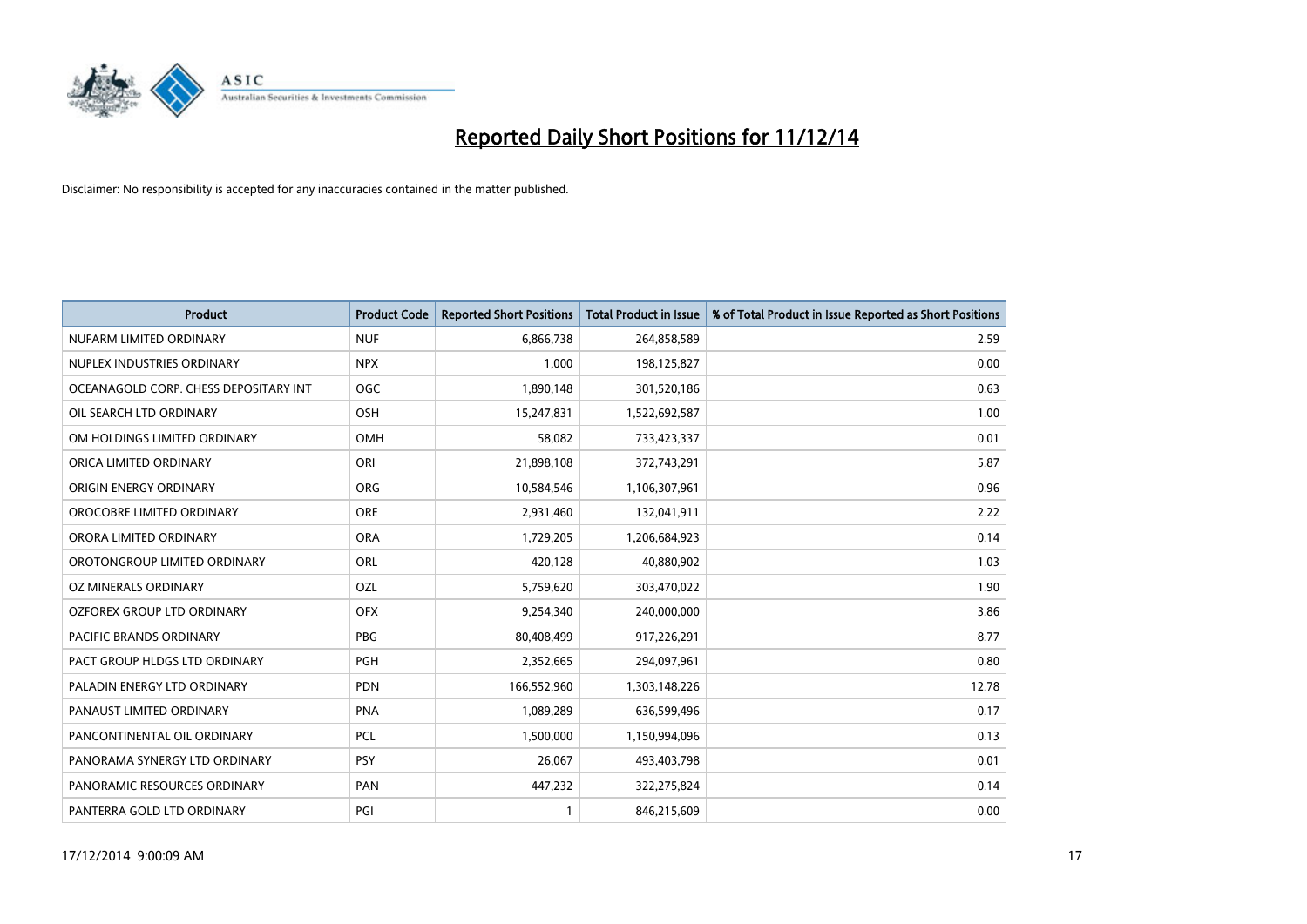# Reported Daily Short Positions for 11/12/14

Disclaimer: No responsibility is accepted for any inaccuracies contained in the matter published.

| Product | Product Code | Reported Short Positions | Total Product in Issue | % of Total Product in Issue Reported as Short Positions |
|---|---|---|---|---|
| NUFARM LIMITED ORDINARY | NUF | 6,866,738 | 264,858,589 | 2.59 |
| NUPLEX INDUSTRIES ORDINARY | NPX | 1,000 | 198,125,827 | 0.00 |
| OCEANAGOLD CORP. CHESS DEPOSITARY INT | OGC | 1,890,148 | 301,520,186 | 0.63 |
| OIL SEARCH LTD ORDINARY | OSH | 15,247,831 | 1,522,692,587 | 1.00 |
| OM HOLDINGS LIMITED ORDINARY | OMH | 58,082 | 733,423,337 | 0.01 |
| ORICA LIMITED ORDINARY | ORI | 21,898,108 | 372,743,291 | 5.87 |
| ORIGIN ENERGY ORDINARY | ORG | 10,584,546 | 1,106,307,961 | 0.96 |
| OROCOBRE LIMITED ORDINARY | ORE | 2,931,460 | 132,041,911 | 2.22 |
| ORORA LIMITED ORDINARY | ORA | 1,729,205 | 1,206,684,923 | 0.14 |
| OROTONGROUP LIMITED ORDINARY | ORL | 420,128 | 40,880,902 | 1.03 |
| OZ MINERALS ORDINARY | OZL | 5,759,620 | 303,470,022 | 1.90 |
| OZFOREX GROUP LTD ORDINARY | OFX | 9,254,340 | 240,000,000 | 3.86 |
| PACIFIC BRANDS ORDINARY | PBG | 80,408,499 | 917,226,291 | 8.77 |
| PACT GROUP HLDGS LTD ORDINARY | PGH | 2,352,665 | 294,097,961 | 0.80 |
| PALADIN ENERGY LTD ORDINARY | PDN | 166,552,960 | 1,303,148,226 | 12.78 |
| PANAUST LIMITED ORDINARY | PNA | 1,089,289 | 636,599,496 | 0.17 |
| PANCONTINENTAL OIL ORDINARY | PCL | 1,500,000 | 1,150,994,096 | 0.13 |
| PANORAMA SYNERGY LTD ORDINARY | PSY | 26,067 | 493,403,798 | 0.01 |
| PANORAMIC RESOURCES ORDINARY | PAN | 447,232 | 322,275,824 | 0.14 |
| PANTERRA GOLD LTD ORDINARY | PGI | 1 | 846,215,609 | 0.00 |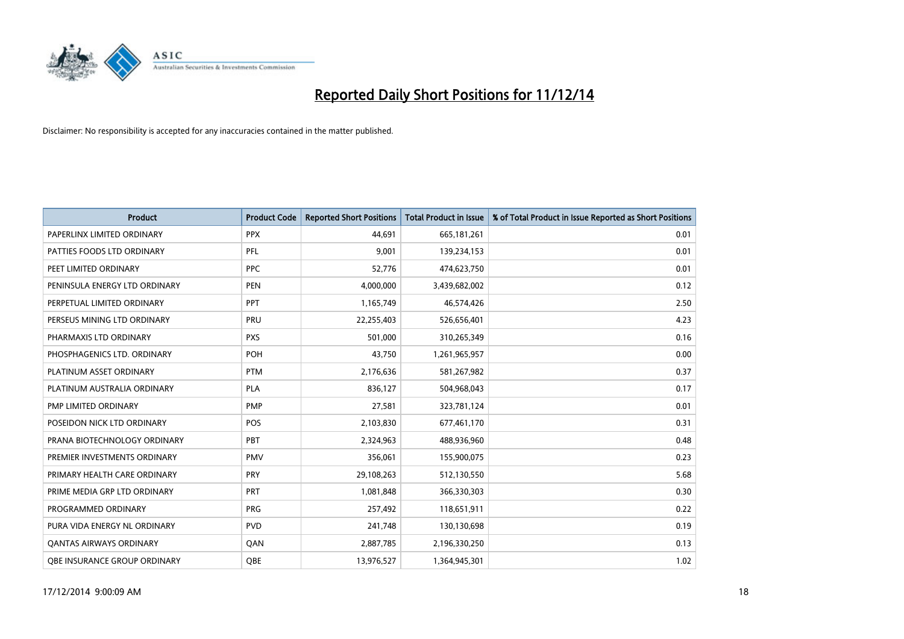# Reported Daily Short Positions for 11/12/14

Disclaimer: No responsibility is accepted for any inaccuracies contained in the matter published.

| Product | Product Code | Reported Short Positions | Total Product in Issue | % of Total Product in Issue Reported as Short Positions |
|---|---|---|---|---|
| PAPERLINX LIMITED ORDINARY | PPX | 44,691 | 665,181,261 | 0.01 |
| PATTIES FOODS LTD ORDINARY | PFL | 9,001 | 139,234,153 | 0.01 |
| PEET LIMITED ORDINARY | PPC | 52,776 | 474,623,750 | 0.01 |
| PENINSULA ENERGY LTD ORDINARY | PEN | 4,000,000 | 3,439,682,002 | 0.12 |
| PERPETUAL LIMITED ORDINARY | PPT | 1,165,749 | 46,574,426 | 2.50 |
| PERSEUS MINING LTD ORDINARY | PRU | 22,255,403 | 526,656,401 | 4.23 |
| PHARMAXIS LTD ORDINARY | PXS | 501,000 | 310,265,349 | 0.16 |
| PHOSPHAGENICS LTD. ORDINARY | POH | 43,750 | 1,261,965,957 | 0.00 |
| PLATINUM ASSET ORDINARY | PTM | 2,176,636 | 581,267,982 | 0.37 |
| PLATINUM AUSTRALIA ORDINARY | PLA | 836,127 | 504,968,043 | 0.17 |
| PMP LIMITED ORDINARY | PMP | 27,581 | 323,781,124 | 0.01 |
| POSEIDON NICK LTD ORDINARY | POS | 2,103,830 | 677,461,170 | 0.31 |
| PRANA BIOTECHNOLOGY ORDINARY | PBT | 2,324,963 | 488,936,960 | 0.48 |
| PREMIER INVESTMENTS ORDINARY | PMV | 356,061 | 155,900,075 | 0.23 |
| PRIMARY HEALTH CARE ORDINARY | PRY | 29,108,263 | 512,130,550 | 5.68 |
| PRIME MEDIA GRP LTD ORDINARY | PRT | 1,081,848 | 366,330,303 | 0.30 |
| PROGRAMMED ORDINARY | PRG | 257,492 | 118,651,911 | 0.22 |
| PURA VIDA ENERGY NL ORDINARY | PVD | 241,748 | 130,130,698 | 0.19 |
| QANTAS AIRWAYS ORDINARY | QAN | 2,887,785 | 2,196,330,250 | 0.13 |
| QBE INSURANCE GROUP ORDINARY | QBE | 13,976,527 | 1,364,945,301 | 1.02 |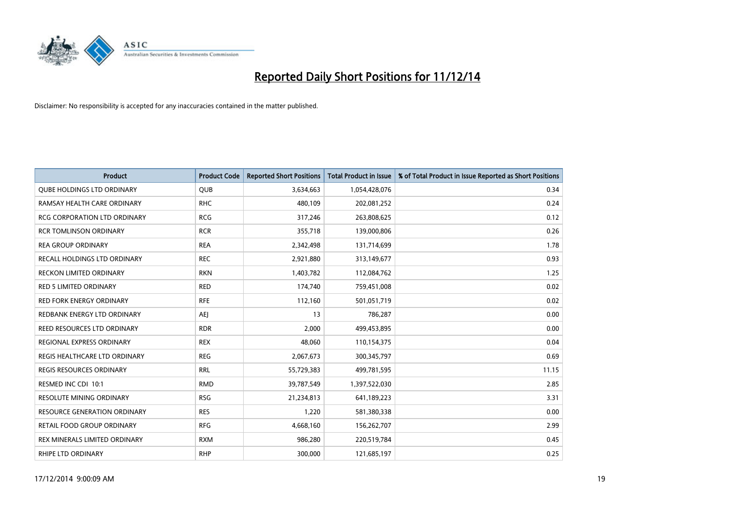# Reported Daily Short Positions for 11/12/14

Disclaimer: No responsibility is accepted for any inaccuracies contained in the matter published.

| Product | Product Code | Reported Short Positions | Total Product in Issue | % of Total Product in Issue Reported as Short Positions |
|---|---|---|---|---|
| QUBE HOLDINGS LTD ORDINARY | QUB | 3,634,663 | 1,054,428,076 | 0.34 |
| RAMSAY HEALTH CARE ORDINARY | RHC | 480,109 | 202,081,252 | 0.24 |
| RCG CORPORATION LTD ORDINARY | RCG | 317,246 | 263,808,625 | 0.12 |
| RCR TOMLINSON ORDINARY | RCR | 355,718 | 139,000,806 | 0.26 |
| REA GROUP ORDINARY | REA | 2,342,498 | 131,714,699 | 1.78 |
| RECALL HOLDINGS LTD ORDINARY | REC | 2,921,880 | 313,149,677 | 0.93 |
| RECKON LIMITED ORDINARY | RKN | 1,403,782 | 112,084,762 | 1.25 |
| RED 5 LIMITED ORDINARY | RED | 174,740 | 759,451,008 | 0.02 |
| RED FORK ENERGY ORDINARY | RFE | 112,160 | 501,051,719 | 0.02 |
| REDBANK ENERGY LTD ORDINARY | AEJ | 13 | 786,287 | 0.00 |
| REED RESOURCES LTD ORDINARY | RDR | 2,000 | 499,453,895 | 0.00 |
| REGIONAL EXPRESS ORDINARY | REX | 48,060 | 110,154,375 | 0.04 |
| REGIS HEALTHCARE LTD ORDINARY | REG | 2,067,673 | 300,345,797 | 0.69 |
| REGIS RESOURCES ORDINARY | RRL | 55,729,383 | 499,781,595 | 11.15 |
| RESMED INC CDI 10:1 | RMD | 39,787,549 | 1,397,522,030 | 2.85 |
| RESOLUTE MINING ORDINARY | RSG | 21,234,813 | 641,189,223 | 3.31 |
| RESOURCE GENERATION ORDINARY | RES | 1,220 | 581,380,338 | 0.00 |
| RETAIL FOOD GROUP ORDINARY | RFG | 4,668,160 | 156,262,707 | 2.99 |
| REX MINERALS LIMITED ORDINARY | RXM | 986,280 | 220,519,784 | 0.45 |
| RHIPE LTD ORDINARY | RHP | 300,000 | 121,685,197 | 0.25 |

17/12/2014 9:00:09 AM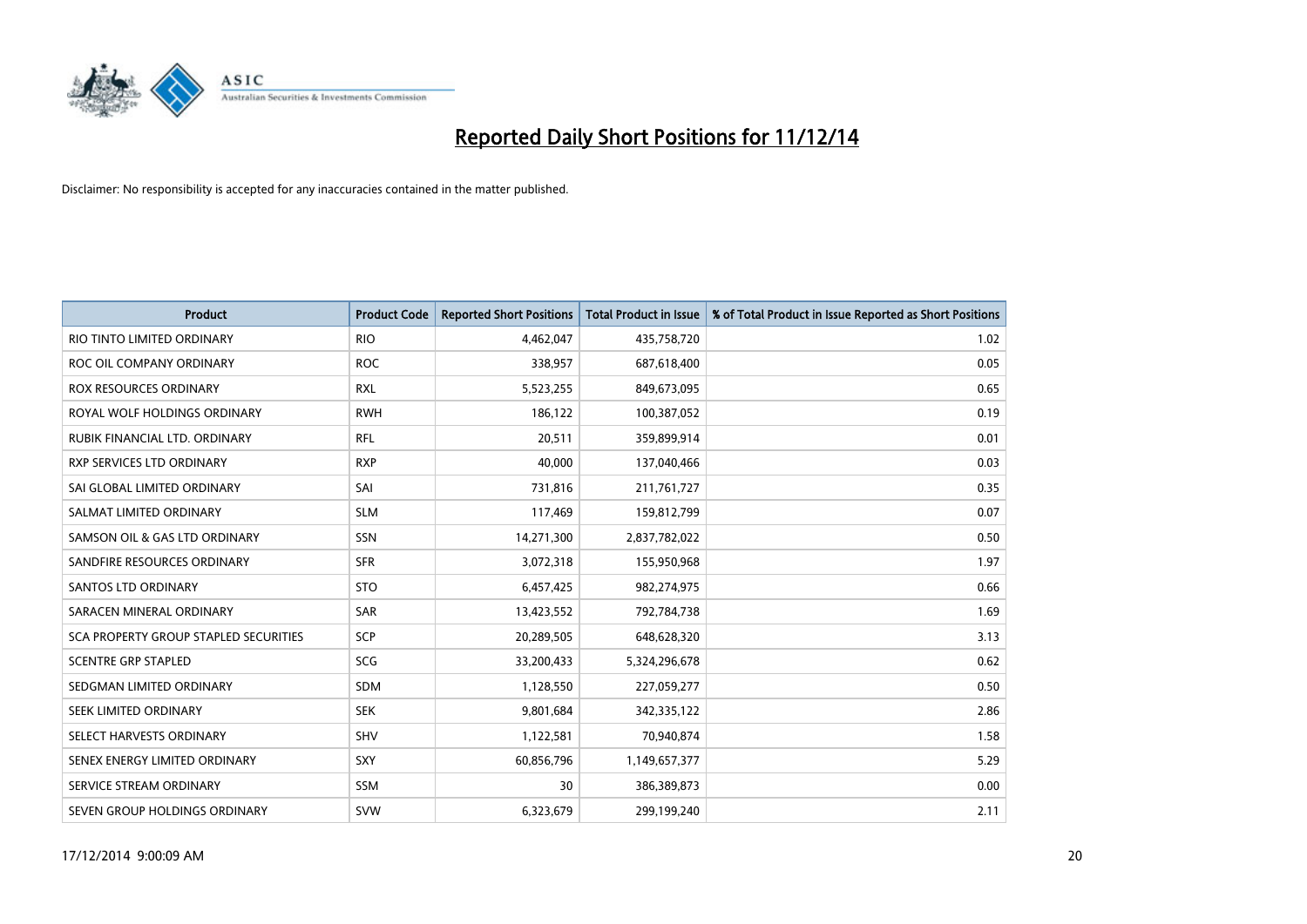# Reported Daily Short Positions for 11/12/14

Disclaimer: No responsibility is accepted for any inaccuracies contained in the matter published.

| Product | Product Code | Reported Short Positions | Total Product in Issue | % of Total Product in Issue Reported as Short Positions |
|---|---|---|---|---|
| RIO TINTO LIMITED ORDINARY | RIO | 4,462,047 | 435,758,720 | 1.02 |
| ROC OIL COMPANY ORDINARY | ROC | 338,957 | 687,618,400 | 0.05 |
| ROX RESOURCES ORDINARY | RXL | 5,523,255 | 849,673,095 | 0.65 |
| ROYAL WOLF HOLDINGS ORDINARY | RWH | 186,122 | 100,387,052 | 0.19 |
| RUBIK FINANCIAL LTD. ORDINARY | RFL | 20,511 | 359,899,914 | 0.01 |
| RXP SERVICES LTD ORDINARY | RXP | 40,000 | 137,040,466 | 0.03 |
| SAI GLOBAL LIMITED ORDINARY | SAI | 731,816 | 211,761,727 | 0.35 |
| SALMAT LIMITED ORDINARY | SLM | 117,469 | 159,812,799 | 0.07 |
| SAMSON OIL & GAS LTD ORDINARY | SSN | 14,271,300 | 2,837,782,022 | 0.50 |
| SANDFIRE RESOURCES ORDINARY | SFR | 3,072,318 | 155,950,968 | 1.97 |
| SANTOS LTD ORDINARY | STO | 6,457,425 | 982,274,975 | 0.66 |
| SARACEN MINERAL ORDINARY | SAR | 13,423,552 | 792,784,738 | 1.69 |
| SCA PROPERTY GROUP STAPLED SECURITIES | SCP | 20,289,505 | 648,628,320 | 3.13 |
| SCENTRE GRP STAPLED | SCG | 33,200,433 | 5,324,296,678 | 0.62 |
| SEDGMAN LIMITED ORDINARY | SDM | 1,128,550 | 227,059,277 | 0.50 |
| SEEK LIMITED ORDINARY | SEK | 9,801,684 | 342,335,122 | 2.86 |
| SELECT HARVESTS ORDINARY | SHV | 1,122,581 | 70,940,874 | 1.58 |
| SENEX ENERGY LIMITED ORDINARY | SXY | 60,856,796 | 1,149,657,377 | 5.29 |
| SERVICE STREAM ORDINARY | SSM | 30 | 386,389,873 | 0.00 |
| SEVEN GROUP HOLDINGS ORDINARY | SVW | 6,323,679 | 299,199,240 | 2.11 |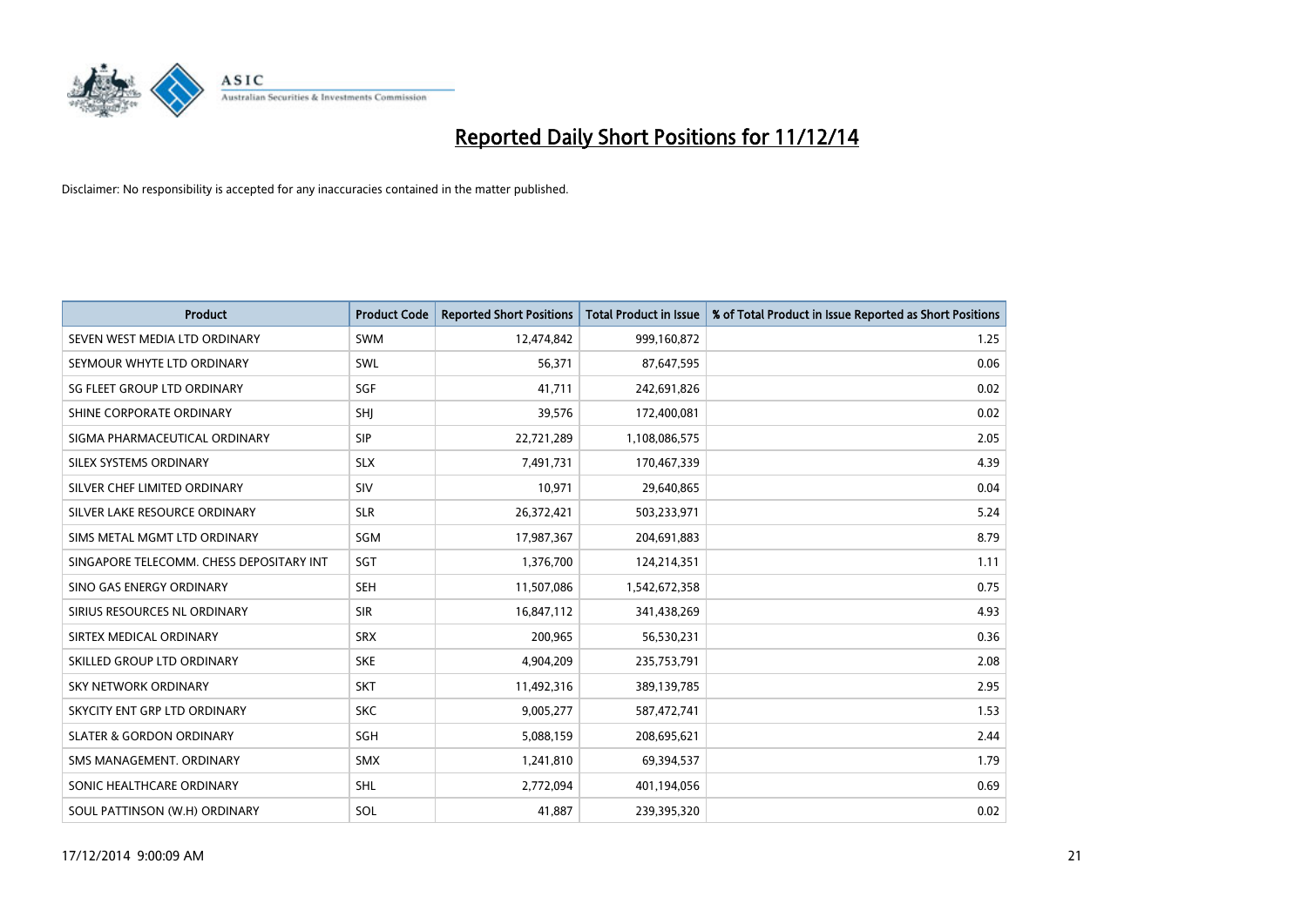# Reported Daily Short Positions for 11/12/14

Disclaimer: No responsibility is accepted for any inaccuracies contained in the matter published.

| Product | Product Code | Reported Short Positions | Total Product in Issue | % of Total Product in Issue Reported as Short Positions |
|---|---|---|---|---|
| SEVEN WEST MEDIA LTD ORDINARY | SWM | 12,474,842 | 999,160,872 | 1.25 |
| SEYMOUR WHYTE LTD ORDINARY | SWL | 56,371 | 87,647,595 | 0.06 |
| SG FLEET GROUP LTD ORDINARY | SGF | 41,711 | 242,691,826 | 0.02 |
| SHINE CORPORATE ORDINARY | SHJ | 39,576 | 172,400,081 | 0.02 |
| SIGMA PHARMACEUTICAL ORDINARY | SIP | 22,721,289 | 1,108,086,575 | 2.05 |
| SILEX SYSTEMS ORDINARY | SLX | 7,491,731 | 170,467,339 | 4.39 |
| SILVER CHEF LIMITED ORDINARY | SIV | 10,971 | 29,640,865 | 0.04 |
| SILVER LAKE RESOURCE ORDINARY | SLR | 26,372,421 | 503,233,971 | 5.24 |
| SIMS METAL MGMT LTD ORDINARY | SGM | 17,987,367 | 204,691,883 | 8.79 |
| SINGAPORE TELECOMM. CHESS DEPOSITARY INT | SGT | 1,376,700 | 124,214,351 | 1.11 |
| SINO GAS ENERGY ORDINARY | SEH | 11,507,086 | 1,542,672,358 | 0.75 |
| SIRIUS RESOURCES NL ORDINARY | SIR | 16,847,112 | 341,438,269 | 4.93 |
| SIRTEX MEDICAL ORDINARY | SRX | 200,965 | 56,530,231 | 0.36 |
| SKILLED GROUP LTD ORDINARY | SKE | 4,904,209 | 235,753,791 | 2.08 |
| SKY NETWORK ORDINARY | SKT | 11,492,316 | 389,139,785 | 2.95 |
| SKYCITY ENT GRP LTD ORDINARY | SKC | 9,005,277 | 587,472,741 | 1.53 |
| SLATER & GORDON ORDINARY | SGH | 5,088,159 | 208,695,621 | 2.44 |
| SMS MANAGEMENT. ORDINARY | SMX | 1,241,810 | 69,394,537 | 1.79 |
| SONIC HEALTHCARE ORDINARY | SHL | 2,772,094 | 401,194,056 | 0.69 |
| SOUL PATTINSON (W.H) ORDINARY | SOL | 41,887 | 239,395,320 | 0.02 |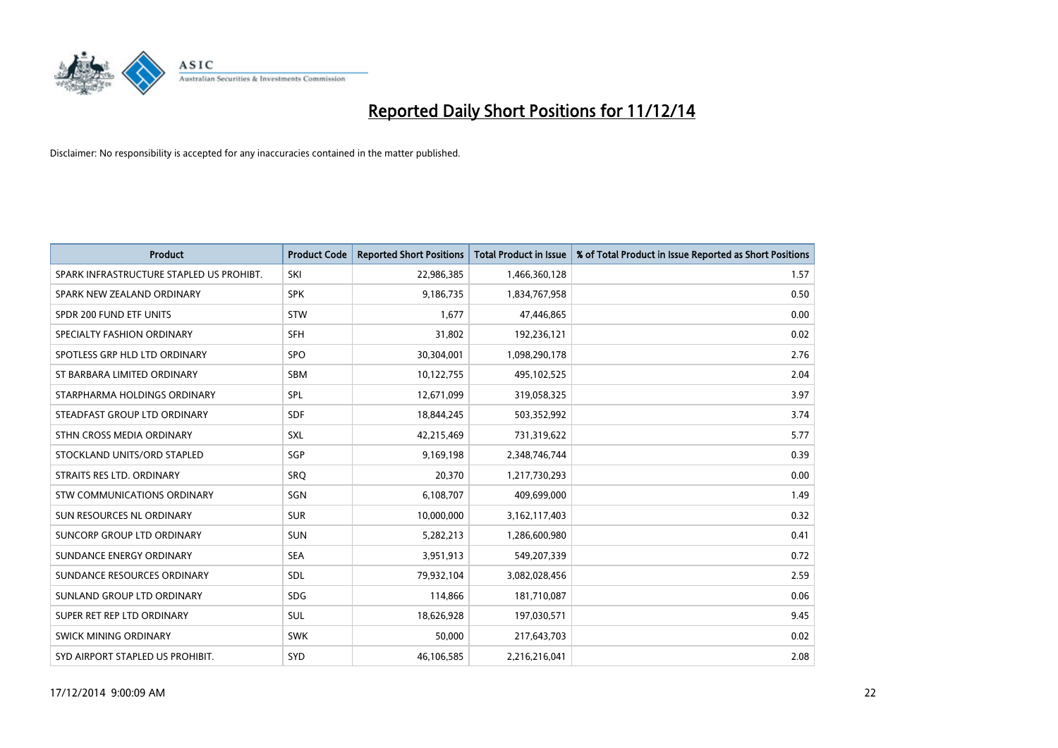# Reported Daily Short Positions for 11/12/14

Disclaimer: No responsibility is accepted for any inaccuracies contained in the matter published.

| Product | Product Code | Reported Short Positions | Total Product in Issue | % of Total Product in Issue Reported as Short Positions |
|---|---|---|---|---|
| SPARK INFRASTRUCTURE STAPLED US PROHIBT. | SKI | 22,986,385 | 1,466,360,128 | 1.57 |
| SPARK NEW ZEALAND ORDINARY | SPK | 9,186,735 | 1,834,767,958 | 0.50 |
| SPDR 200 FUND ETF UNITS | STW | 1,677 | 47,446,865 | 0.00 |
| SPECIALTY FASHION ORDINARY | SFH | 31,802 | 192,236,121 | 0.02 |
| SPOTLESS GRP HLD LTD ORDINARY | SPO | 30,304,001 | 1,098,290,178 | 2.76 |
| ST BARBARA LIMITED ORDINARY | SBM | 10,122,755 | 495,102,525 | 2.04 |
| STARPHARMA HOLDINGS ORDINARY | SPL | 12,671,099 | 319,058,325 | 3.97 |
| STEADFAST GROUP LTD ORDINARY | SDF | 18,844,245 | 503,352,992 | 3.74 |
| STHN CROSS MEDIA ORDINARY | SXL | 42,215,469 | 731,319,622 | 5.77 |
| STOCKLAND UNITS/ORD STAPLED | SGP | 9,169,198 | 2,348,746,744 | 0.39 |
| STRAITS RES LTD. ORDINARY | SRQ | 20,370 | 1,217,730,293 | 0.00 |
| STW COMMUNICATIONS ORDINARY | SGN | 6,108,707 | 409,699,000 | 1.49 |
| SUN RESOURCES NL ORDINARY | SUR | 10,000,000 | 3,162,117,403 | 0.32 |
| SUNCORP GROUP LTD ORDINARY | SUN | 5,282,213 | 1,286,600,980 | 0.41 |
| SUNDANCE ENERGY ORDINARY | SEA | 3,951,913 | 549,207,339 | 0.72 |
| SUNDANCE RESOURCES ORDINARY | SDL | 79,932,104 | 3,082,028,456 | 2.59 |
| SUNLAND GROUP LTD ORDINARY | SDG | 114,866 | 181,710,087 | 0.06 |
| SUPER RET REP LTD ORDINARY | SUL | 18,626,928 | 197,030,571 | 9.45 |
| SWICK MINING ORDINARY | SWK | 50,000 | 217,643,703 | 0.02 |
| SYD AIRPORT STAPLED US PROHIBIT. | SYD | 46,106,585 | 2,216,216,041 | 2.08 |

17/12/2014 9:00:09 AM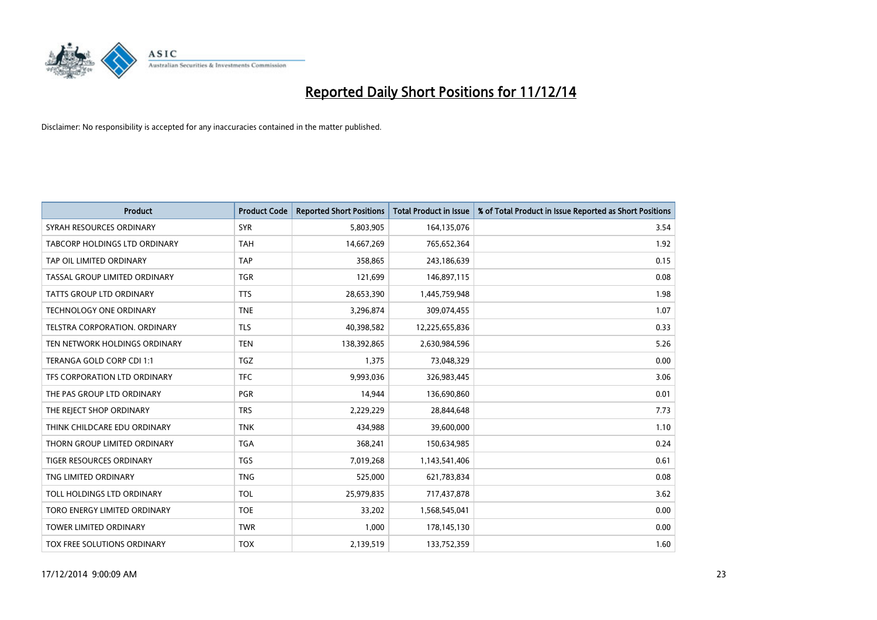# Reported Daily Short Positions for 11/12/14

Disclaimer: No responsibility is accepted for any inaccuracies contained in the matter published.

| Product | Product Code | Reported Short Positions | Total Product in Issue | % of Total Product in Issue Reported as Short Positions |
|---|---|---|---|---|
| SYRAH RESOURCES ORDINARY | SYR | 5,803,905 | 164,135,076 | 3.54 |
| TABCORP HOLDINGS LTD ORDINARY | TAH | 14,667,269 | 765,652,364 | 1.92 |
| TAP OIL LIMITED ORDINARY | TAP | 358,865 | 243,186,639 | 0.15 |
| TASSAL GROUP LIMITED ORDINARY | TGR | 121,699 | 146,897,115 | 0.08 |
| TATTS GROUP LTD ORDINARY | TTS | 28,653,390 | 1,445,759,948 | 1.98 |
| TECHNOLOGY ONE ORDINARY | TNE | 3,296,874 | 309,074,455 | 1.07 |
| TELSTRA CORPORATION. ORDINARY | TLS | 40,398,582 | 12,225,655,836 | 0.33 |
| TEN NETWORK HOLDINGS ORDINARY | TEN | 138,392,865 | 2,630,984,596 | 5.26 |
| TERANGA GOLD CORP CDI 1:1 | TGZ | 1,375 | 73,048,329 | 0.00 |
| TFS CORPORATION LTD ORDINARY | TFC | 9,993,036 | 326,983,445 | 3.06 |
| THE PAS GROUP LTD ORDINARY | PGR | 14,944 | 136,690,860 | 0.01 |
| THE REJECT SHOP ORDINARY | TRS | 2,229,229 | 28,844,648 | 7.73 |
| THINK CHILDCARE EDU ORDINARY | TNK | 434,988 | 39,600,000 | 1.10 |
| THORN GROUP LIMITED ORDINARY | TGA | 368,241 | 150,634,985 | 0.24 |
| TIGER RESOURCES ORDINARY | TGS | 7,019,268 | 1,143,541,406 | 0.61 |
| TNG LIMITED ORDINARY | TNG | 525,000 | 621,783,834 | 0.08 |
| TOLL HOLDINGS LTD ORDINARY | TOL | 25,979,835 | 717,437,878 | 3.62 |
| TORO ENERGY LIMITED ORDINARY | TOE | 33,202 | 1,568,545,041 | 0.00 |
| TOWER LIMITED ORDINARY | TWR | 1,000 | 178,145,130 | 0.00 |
| TOX FREE SOLUTIONS ORDINARY | TOX | 2,139,519 | 133,752,359 | 1.60 |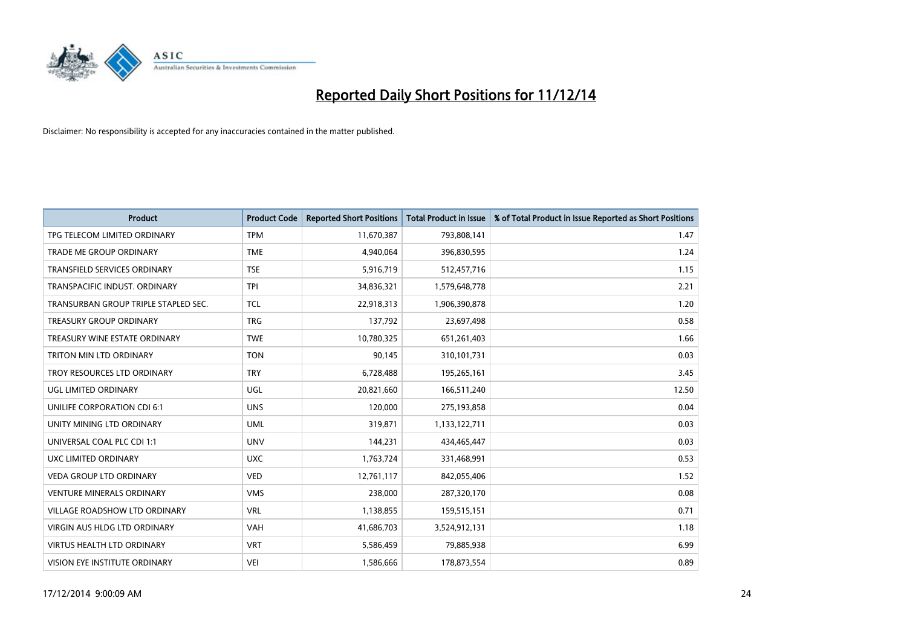# Reported Daily Short Positions for 11/12/14

Disclaimer: No responsibility is accepted for any inaccuracies contained in the matter published.

| Product | Product Code | Reported Short Positions | Total Product in Issue | % of Total Product in Issue Reported as Short Positions |
|---|---|---|---|---|
| TPG TELECOM LIMITED ORDINARY | TPM | 11,670,387 | 793,808,141 | 1.47 |
| TRADE ME GROUP ORDINARY | TME | 4,940,064 | 396,830,595 | 1.24 |
| TRANSFIELD SERVICES ORDINARY | TSE | 5,916,719 | 512,457,716 | 1.15 |
| TRANSPACIFIC INDUST. ORDINARY | TPI | 34,836,321 | 1,579,648,778 | 2.21 |
| TRANSURBAN GROUP TRIPLE STAPLED SEC. | TCL | 22,918,313 | 1,906,390,878 | 1.20 |
| TREASURY GROUP ORDINARY | TRG | 137,792 | 23,697,498 | 0.58 |
| TREASURY WINE ESTATE ORDINARY | TWE | 10,780,325 | 651,261,403 | 1.66 |
| TRITON MIN LTD ORDINARY | TON | 90,145 | 310,101,731 | 0.03 |
| TROY RESOURCES LTD ORDINARY | TRY | 6,728,488 | 195,265,161 | 3.45 |
| UGL LIMITED ORDINARY | UGL | 20,821,660 | 166,511,240 | 12.50 |
| UNILIFE CORPORATION CDI 6:1 | UNS | 120,000 | 275,193,858 | 0.04 |
| UNITY MINING LTD ORDINARY | UML | 319,871 | 1,133,122,711 | 0.03 |
| UNIVERSAL COAL PLC CDI 1:1 | UNV | 144,231 | 434,465,447 | 0.03 |
| UXC LIMITED ORDINARY | UXC | 1,763,724 | 331,468,991 | 0.53 |
| VEDA GROUP LTD ORDINARY | VED | 12,761,117 | 842,055,406 | 1.52 |
| VENTURE MINERALS ORDINARY | VMS | 238,000 | 287,320,170 | 0.08 |
| VILLAGE ROADSHOW LTD ORDINARY | VRL | 1,138,855 | 159,515,151 | 0.71 |
| VIRGIN AUS HLDG LTD ORDINARY | VAH | 41,686,703 | 3,524,912,131 | 1.18 |
| VIRTUS HEALTH LTD ORDINARY | VRT | 5,586,459 | 79,885,938 | 6.99 |
| VISION EYE INSTITUTE ORDINARY | VEI | 1,586,666 | 178,873,554 | 0.89 |

17/12/2014 9:00:09 AM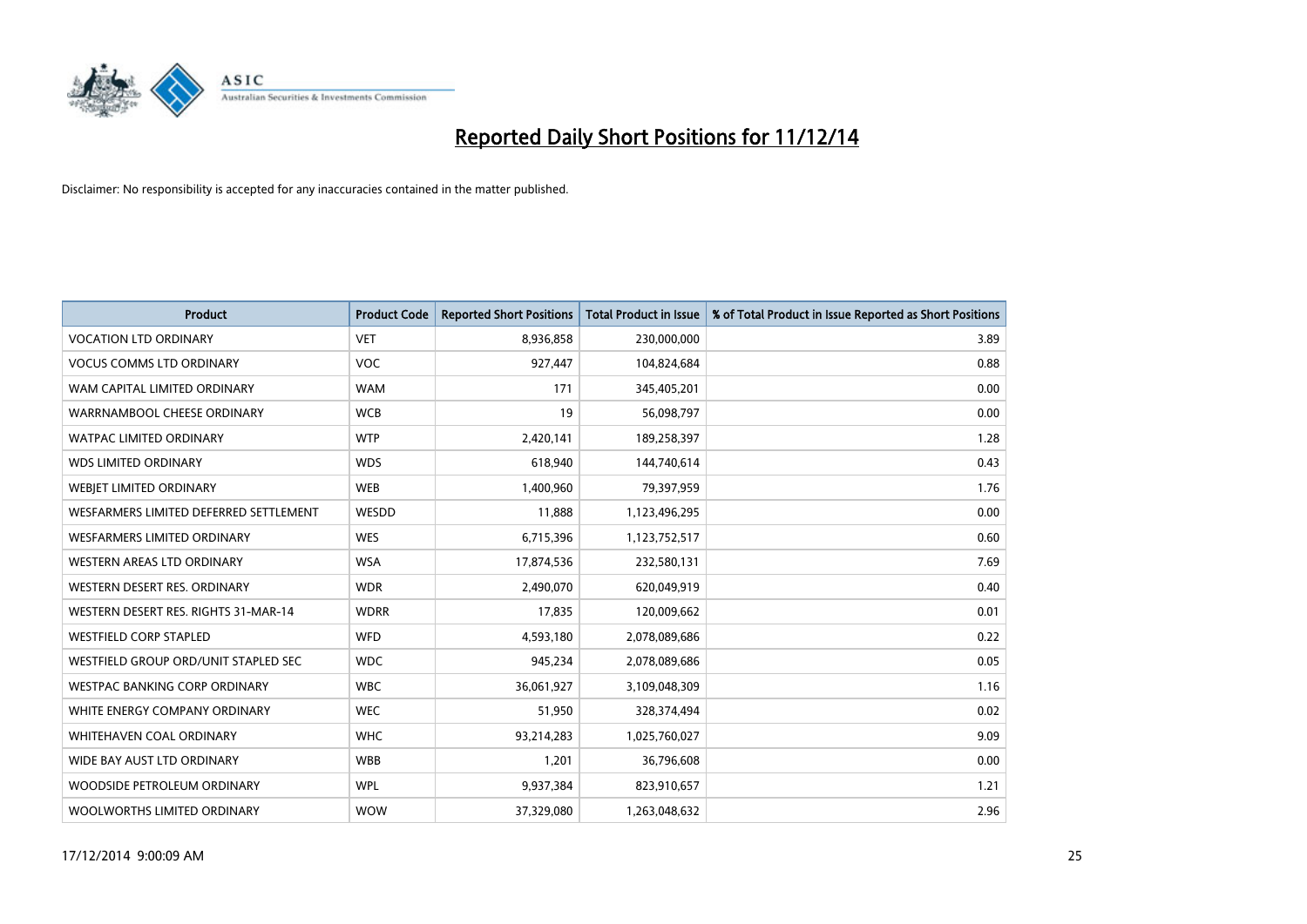# Reported Daily Short Positions for 11/12/14

Disclaimer: No responsibility is accepted for any inaccuracies contained in the matter published.

| Product | Product Code | Reported Short Positions | Total Product in Issue | % of Total Product in Issue Reported as Short Positions |
|---|---|---|---|---|
| VOCATION LTD ORDINARY | VET | 8,936,858 | 230,000,000 | 3.89 |
| VOCUS COMMS LTD ORDINARY | VOC | 927,447 | 104,824,684 | 0.88 |
| WAM CAPITAL LIMITED ORDINARY | WAM | 171 | 345,405,201 | 0.00 |
| WARRNAMBOOL CHEESE ORDINARY | WCB | 19 | 56,098,797 | 0.00 |
| WATPAC LIMITED ORDINARY | WTP | 2,420,141 | 189,258,397 | 1.28 |
| WDS LIMITED ORDINARY | WDS | 618,940 | 144,740,614 | 0.43 |
| WEBJET LIMITED ORDINARY | WEB | 1,400,960 | 79,397,959 | 1.76 |
| WESFARMERS LIMITED DEFERRED SETTLEMENT | WESDD | 11,888 | 1,123,496,295 | 0.00 |
| WESFARMERS LIMITED ORDINARY | WES | 6,715,396 | 1,123,752,517 | 0.60 |
| WESTERN AREAS LTD ORDINARY | WSA | 17,874,536 | 232,580,131 | 7.69 |
| WESTERN DESERT RES. ORDINARY | WDR | 2,490,070 | 620,049,919 | 0.40 |
| WESTERN DESERT RES. RIGHTS 31-MAR-14 | WDRR | 17,835 | 120,009,662 | 0.01 |
| WESTFIELD CORP STAPLED | WFD | 4,593,180 | 2,078,089,686 | 0.22 |
| WESTFIELD GROUP ORD/UNIT STAPLED SEC | WDC | 945,234 | 2,078,089,686 | 0.05 |
| WESTPAC BANKING CORP ORDINARY | WBC | 36,061,927 | 3,109,048,309 | 1.16 |
| WHITE ENERGY COMPANY ORDINARY | WEC | 51,950 | 328,374,494 | 0.02 |
| WHITEHAVEN COAL ORDINARY | WHC | 93,214,283 | 1,025,760,027 | 9.09 |
| WIDE BAY AUST LTD ORDINARY | WBB | 1,201 | 36,796,608 | 0.00 |
| WOODSIDE PETROLEUM ORDINARY | WPL | 9,937,384 | 823,910,657 | 1.21 |
| WOOLWORTHS LIMITED ORDINARY | WOW | 37,329,080 | 1,263,048,632 | 2.96 |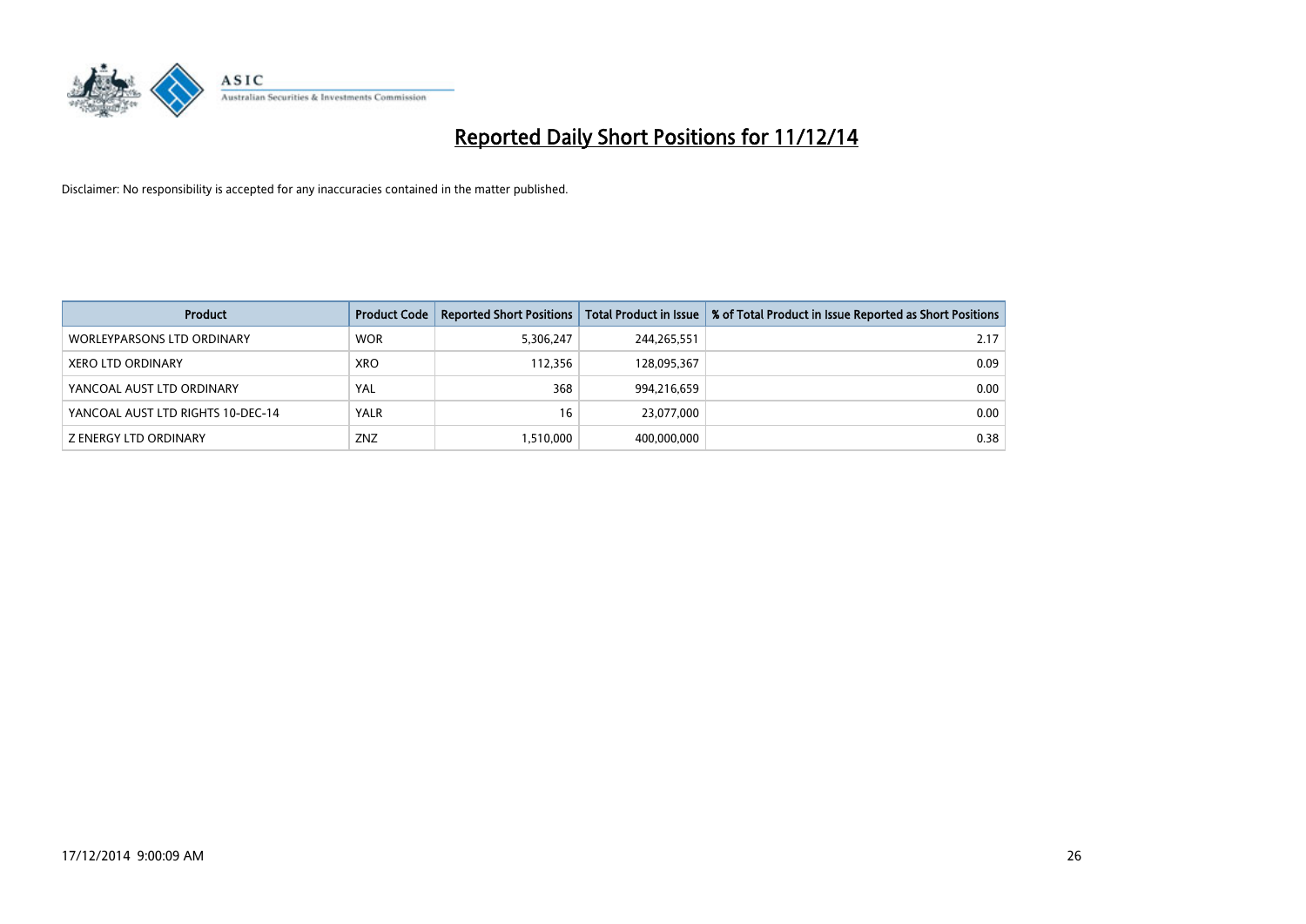# Reported Daily Short Positions for 11/12/14

Disclaimer: No responsibility is accepted for any inaccuracies contained in the matter published.

| Product | Product Code | Reported Short Positions | Total Product in Issue | % of Total Product in Issue Reported as Short Positions |
|---|---|---|---|---|
| WORLEYPARSONS LTD ORDINARY | WOR | 5,306,247 | 244,265,551 | 2.17 |
| XERO LTD ORDINARY | XRO | 112,356 | 128,095,367 | 0.09 |
| YANCOAL AUST LTD ORDINARY | YAL | 368 | 994,216,659 | 0.00 |
| YANCOAL AUST LTD RIGHTS 10-DEC-14 | YALR | 16 | 23,077,000 | 0.00 |
| Z ENERGY LTD ORDINARY | ZNZ | 1,510,000 | 400,000,000 | 0.38 |

17/12/2014 9:00:09 AM